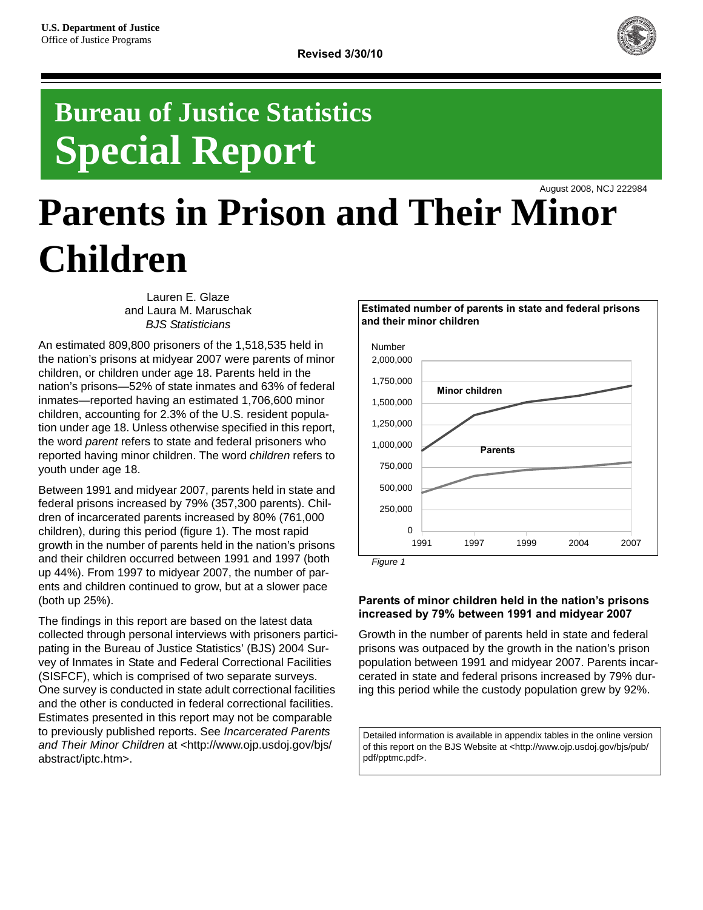U.S. Department of Justice
Office of Justice Programs

**Revised 3/30/10**

# Bureau of Justice Statistics Special Report

August 2008, NCJ 222984

# Parents in Prison and Their Minor Children

Lauren E. Glaze
and Laura M. Maruschak
*BJS Statisticians*

An estimated 809,800 prisoners of the 1,518,535 held in the nation's prisons at midyear 2007 were parents of minor children, or children under age 18. Parents held in the nation's prisons—52% of state inmates and 63% of federal inmates—reported having an estimated 1,706,600 minor children, accounting for 2.3% of the U.S. resident population under age 18. Unless otherwise specified in this report, the word *parent* refers to state and federal prisoners who reported having minor children. The word *children* refers to youth under age 18.

Between 1991 and midyear 2007, parents held in state and federal prisons increased by 79% (357,300 parents). Children of incarcerated parents increased by 80% (761,000 children), during this period (figure 1). The most rapid growth in the number of parents held in the nation's prisons and their children occurred between 1991 and 1997 (both up 44%). From 1997 to midyear 2007, the number of parents and children continued to grow, but at a slower pace (both up 25%).

The findings in this report are based on the latest data collected through personal interviews with prisoners participating in the Bureau of Justice Statistics' (BJS) 2004 Survey of Inmates in State and Federal Correctional Facilities (SISFCF), which is comprised of two separate surveys. One survey is conducted in state adult correctional facilities and the other is conducted in federal correctional facilities. Estimates presented in this report may not be comparable to previously published reports. See *Incarcerated Parents and Their Minor Children* at <http://www.ojp.usdoj.gov/bjs/abstract/iptc.htm>.

**Estimated number of parents in state and federal prisons and their minor children**

Number: 0 – 2,000,000; Years: 1991, 1997, 1999, 2004, 2007; Series: Minor children, Parents

*Figure 1*

### Parents of minor children held in the nation's prisons increased by 79% between 1991 and midyear 2007

Growth in the number of parents held in state and federal prisons was outpaced by the growth in the nation's prison population between 1991 and midyear 2007. Parents incarcerated in state and federal prisons increased by 79% during this period while the custody population grew by 92%.

Detailed information is available in appendix tables in the online version of this report on the BJS Website at <http://www.ojp.usdoj.gov/bjs/pub/pdf/pptmc.pdf>.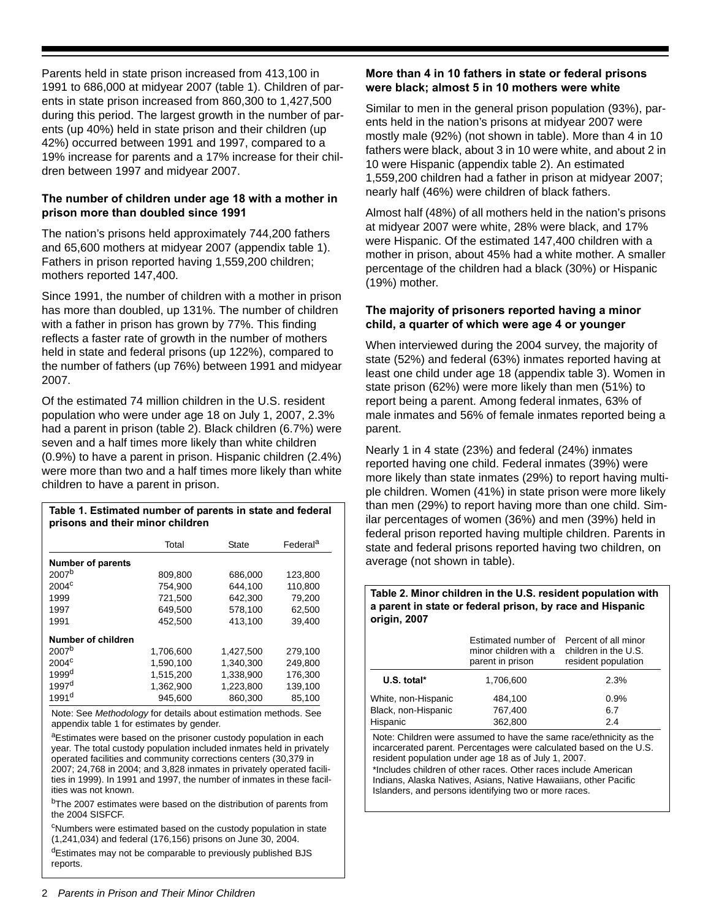Parents held in state prison increased from 413,100 in 1991 to 686,000 at midyear 2007 (table 1). Children of parents in state prison increased from 860,300 to 1,427,500 during this period. The largest growth in the number of parents (up 40%) held in state prison and their children (up 42%) occurred between 1991 and 1997, compared to a 19% increase for parents and a 17% increase for their children between 1997 and midyear 2007.

### The number of children under age 18 with a mother in prison more than doubled since 1991

The nation's prisons held approximately 744,200 fathers and 65,600 mothers at midyear 2007 (appendix table 1). Fathers in prison reported having 1,559,200 children; mothers reported 147,400.

Since 1991, the number of children with a mother in prison has more than doubled, up 131%. The number of children with a father in prison has grown by 77%. This finding reflects a faster rate of growth in the number of mothers held in state and federal prisons (up 122%), compared to the number of fathers (up 76%) between 1991 and midyear 2007.

Of the estimated 74 million children in the U.S. resident population who were under age 18 on July 1, 2007, 2.3% had a parent in prison (table 2). Black children (6.7%) were seven and a half times more likely than white children (0.9%) to have a parent in prison. Hispanic children (2.4%) were more than two and a half times more likely than white children to have a parent in prison.

**Table 1. Estimated number of parents in state and federal prisons and their minor children**

| | Total | State | Federal[a] |
|---|---|---|---|
| **Number of parents** | | | |
| 2007[b] | 809,800 | 686,000 | 123,800 |
| 2004[c] | 754,900 | 644,100 | 110,800 |
| 1999 | 721,500 | 642,300 | 79,200 |
| 1997 | 649,500 | 578,100 | 62,500 |
| 1991 | 452,500 | 413,100 | 39,400 |
| **Number of children** | | | |
| 2007[b] | 1,706,600 | 1,427,500 | 279,100 |
| 2004[c] | 1,590,100 | 1,340,300 | 249,800 |
| 1999[d] | 1,515,200 | 1,338,900 | 176,300 |
| 1997[d] | 1,362,900 | 1,223,800 | 139,100 |
| 1991[d] | 945,600 | 860,300 | 85,100 |

Note: See *Methodology* for details about estimation methods. See appendix table 1 for estimates by gender.

[a]Estimates were based on the prisoner custody population in each year. The total custody population included inmates held in privately operated facilities and community corrections centers (30,379 in 2007; 24,768 in 2004; and 3,828 inmates in privately operated facilities in 1999). In 1991 and 1997, the number of inmates in these facilities was not known.

[b]The 2007 estimates were based on the distribution of parents from the 2004 SISFCF.

[c]Numbers were estimated based on the custody population in state (1,241,034) and federal (176,156) prisons on June 30, 2004.

[d]Estimates may not be comparable to previously published BJS reports.

### More than 4 in 10 fathers in state or federal prisons were black; almost 5 in 10 mothers were white

Similar to men in the general prison population (93%), parents held in the nation's prisons at midyear 2007 were mostly male (92%) (not shown in table). More than 4 in 10 fathers were black, about 3 in 10 were white, and about 2 in 10 were Hispanic (appendix table 2). An estimated 1,559,200 children had a father in prison at midyear 2007; nearly half (46%) were children of black fathers.

Almost half (48%) of all mothers held in the nation's prisons at midyear 2007 were white, 28% were black, and 17% were Hispanic. Of the estimated 147,400 children with a mother in prison, about 45% had a white mother. A smaller percentage of the children had a black (30%) or Hispanic (19%) mother.

### The majority of prisoners reported having a minor child, a quarter of which were age 4 or younger

When interviewed during the 2004 survey, the majority of state (52%) and federal (63%) inmates reported having at least one child under age 18 (appendix table 3). Women in state prison (62%) were more likely than men (51%) to report being a parent. Among federal inmates, 63% of male inmates and 56% of female inmates reported being a parent.

Nearly 1 in 4 state (23%) and federal (24%) inmates reported having one child. Federal inmates (39%) were more likely than state inmates (29%) to report having multiple children. Women (41%) in state prison were more likely than men (29%) to report having more than one child. Similar percentages of women (36%) and men (39%) held in federal prison reported having multiple children. Parents in state and federal prisons reported having two children, on average (not shown in table).

**Table 2. Minor children in the U.S. resident population with a parent in state or federal prison, by race and Hispanic origin, 2007**

| | Estimated number of minor children with a parent in prison | Percent of all minor children in the U.S. resident population |
|---|---|---|
| **U.S. total*** | 1,706,600 | 2.3% |
| White, non-Hispanic | 484,100 | 0.9% |
| Black, non-Hispanic | 767,400 | 6.7 |
| Hispanic | 362,800 | 2.4 |

Note: Children were assumed to have the same race/ethnicity as the incarcerated parent. Percentages were calculated based on the U.S. resident population under age 18 as of July 1, 2007.

*Includes children of other races. Other races include American Indians, Alaska Natives, Asians, Native Hawaiians, other Pacific Islanders, and persons identifying two or more races.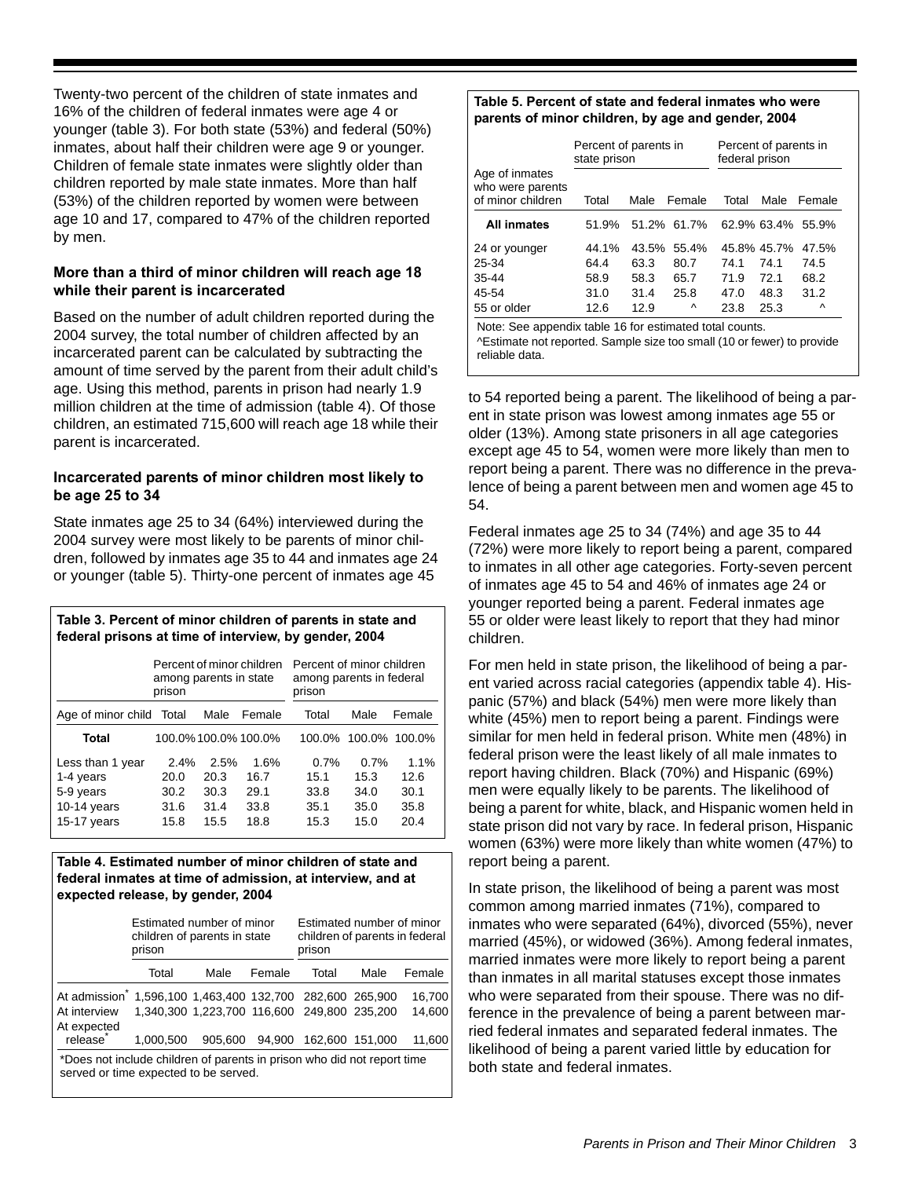Twenty-two percent of the children of state inmates and 16% of the children of federal inmates were age 4 or younger (table 3). For both state (53%) and federal (50%) inmates, about half their children were age 9 or younger. Children of female state inmates were slightly older than children reported by male state inmates. More than half (53%) of the children reported by women were between age 10 and 17, compared to 47% of the children reported by men.

### More than a third of minor children will reach age 18 while their parent is incarcerated

Based on the number of adult children reported during the 2004 survey, the total number of children affected by an incarcerated parent can be calculated by subtracting the amount of time served by the parent from their adult child's age. Using this method, parents in prison had nearly 1.9 million children at the time of admission (table 4). Of those children, an estimated 715,600 will reach age 18 while their parent is incarcerated.

### Incarcerated parents of minor children most likely to be age 25 to 34

State inmates age 25 to 34 (64%) interviewed during the 2004 survey were most likely to be parents of minor children, followed by inmates age 35 to 44 and inmates age 24 or younger (table 5). Thirty-one percent of inmates age 45 to 54 reported being a parent. The likelihood of being a parent in state prison was lowest among inmates age 55 or older (13%). Among state prisoners in all age categories except age 45 to 54, women were more likely than men to report being a parent. There was no difference in the prevalence of being a parent between men and women age 45 to 54.

Federal inmates age 25 to 34 (74%) and age 35 to 44 (72%) were more likely to report being a parent, compared to inmates in all other age categories. Forty-seven percent of inmates age 45 to 54 and 46% of inmates age 24 or younger reported being a parent. Federal inmates age 55 or older were least likely to report that they had minor children.

For men held in state prison, the likelihood of being a parent varied across racial categories (appendix table 4). Hispanic (57%) and black (54%) men were more likely than white (45%) men to report being a parent. Findings were similar for men held in federal prison. White men (48%) in federal prison were the least likely of all male inmates to report having children. Black (70%) and Hispanic (69%) men were equally likely to be parents. The likelihood of being a parent for white, black, and Hispanic women held in state prison did not vary by race. In federal prison, Hispanic women (63%) were more likely than white women (47%) to report being a parent.

In state prison, the likelihood of being a parent was most common among married inmates (71%), compared to inmates who were separated (64%), divorced (55%), never married (45%), or widowed (36%). Among federal inmates, married inmates were more likely to report being a parent than inmates in all marital statuses except those inmates who were separated from their spouse. There was no difference in the prevalence of being a parent between married federal inmates and separated federal inmates. The likelihood of being a parent varied little by education for both state and federal inmates.

**Table 3. Percent of minor children of parents in state and federal prisons at time of interview, by gender, 2004**

| | Percent of minor children among parents in state prison | | | Percent of minor children among parents in federal prison | | |
|---|---|---|---|---|---|---|
| Age of minor child | Total | Male | Female | Total | Male | Female |
| **Total** | 100.0% | 100.0% | 100.0% | 100.0% | 100.0% | 100.0% |
| Less than 1 year | 2.4% | 2.5% | 1.6% | 0.7% | 0.7% | 1.1% |
| 1-4 years | 20.0 | 20.3 | 16.7 | 15.1 | 15.3 | 12.6 |
| 5-9 years | 30.2 | 30.3 | 29.1 | 33.8 | 34.0 | 30.1 |
| 10-14 years | 31.6 | 31.4 | 33.8 | 35.1 | 35.0 | 35.8 |
| 15-17 years | 15.8 | 15.5 | 18.8 | 15.3 | 15.0 | 20.4 |

**Table 4. Estimated number of minor children of state and federal inmates at time of admission, at interview, and at expected release, by gender, 2004**

| | Estimated number of minor children of parents in state prison | | | Estimated number of minor children of parents in federal prison | | |
|---|---|---|---|---|---|---|
| | Total | Male | Female | Total | Male | Female |
| At admission* | 1,596,100 | 1,463,400 | 132,700 | 282,600 | 265,900 | 16,700 |
| At interview | 1,340,300 | 1,223,700 | 116,600 | 249,800 | 235,200 | 14,600 |
| At expected release* | 1,000,500 | 905,600 | 94,900 | 162,600 | 151,000 | 11,600 |

*Does not include children of parents in prison who did not report time served or time expected to be served.

**Table 5. Percent of state and federal inmates who were parents of minor children, by age and gender, 2004**

| | Percent of parents in state prison | | | Percent of parents in federal prison | | |
|---|---|---|---|---|---|---|
| Age of inmates who were parents of minor children | Total | Male | Female | Total | Male | Female |
| **All inmates** | 51.9% | 51.2% | 61.7% | 62.9% | 63.4% | 55.9% |
| 24 or younger | 44.1% | 43.5% | 55.4% | 45.8% | 45.7% | 47.5% |
| 25-34 | 64.4 | 63.3 | 80.7 | 74.1 | 74.1 | 74.5 |
| 35-44 | 58.9 | 58.3 | 65.7 | 71.9 | 72.1 | 68.2 |
| 45-54 | 31.0 | 31.4 | 25.8 | 47.0 | 48.3 | 31.2 |
| 55 or older | 12.6 | 12.9 | ^ | 23.8 | 25.3 | ^ |

Note: See appendix table 16 for estimated total counts.
^Estimate not reported. Sample size too small (10 or fewer) to provide reliable data.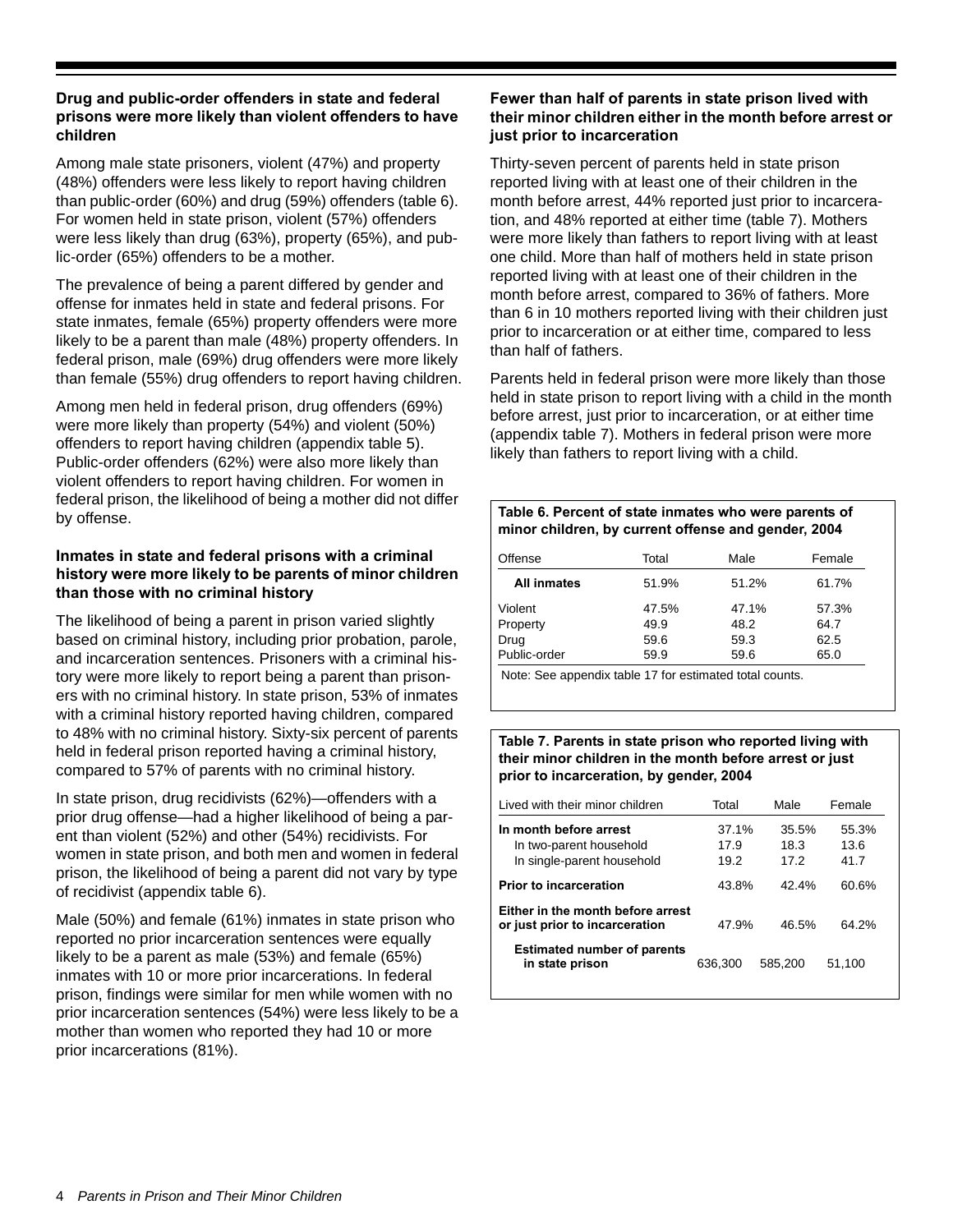### Drug and public-order offenders in state and federal prisons were more likely than violent offenders to have children

Among male state prisoners, violent (47%) and property (48%) offenders were less likely to report having children than public-order (60%) and drug (59%) offenders (table 6). For women held in state prison, violent (57%) offenders were less likely than drug (63%), property (65%), and public-order (65%) offenders to be a mother.

The prevalence of being a parent differed by gender and offense for inmates held in state and federal prisons. For state inmates, female (65%) property offenders were more likely to be a parent than male (48%) property offenders. In federal prison, male (69%) drug offenders were more likely than female (55%) drug offenders to report having children.

Among men held in federal prison, drug offenders (69%) were more likely than property (54%) and violent (50%) offenders to report having children (appendix table 5). Public-order offenders (62%) were also more likely than violent offenders to report having children. For women in federal prison, the likelihood of being a mother did not differ by offense.

### Inmates in state and federal prisons with a criminal history were more likely to be parents of minor children than those with no criminal history

The likelihood of being a parent in prison varied slightly based on criminal history, including prior probation, parole, and incarceration sentences. Prisoners with a criminal history were more likely to report being a parent than prisoners with no criminal history. In state prison, 53% of inmates with a criminal history reported having children, compared to 48% with no criminal history. Sixty-six percent of parents held in federal prison reported having a criminal history, compared to 57% of parents with no criminal history.

In state prison, drug recidivists (62%)—offenders with a prior drug offense—had a higher likelihood of being a parent than violent (52%) and other (54%) recidivists. For women in state prison, and both men and women in federal prison, the likelihood of being a parent did not vary by type of recidivist (appendix table 6).

Male (50%) and female (61%) inmates in state prison who reported no prior incarceration sentences were equally likely to be a parent as male (53%) and female (65%) inmates with 10 or more prior incarcerations. In federal prison, findings were similar for men while women with no prior incarceration sentences (54%) were less likely to be a mother than women who reported they had 10 or more prior incarcerations (81%).

### Fewer than half of parents in state prison lived with their minor children either in the month before arrest or just prior to incarceration

Thirty-seven percent of parents held in state prison reported living with at least one of their children in the month before arrest, 44% reported just prior to incarceration, and 48% reported at either time (table 7). Mothers were more likely than fathers to report living with at least one child. More than half of mothers held in state prison reported living with at least one of their children in the month before arrest, compared to 36% of fathers. More than 6 in 10 mothers reported living with their children just prior to incarceration or at either time, compared to less than half of fathers.

Parents held in federal prison were more likely than those held in state prison to report living with a child in the month before arrest, just prior to incarceration, or at either time (appendix table 7). Mothers in federal prison were more likely than fathers to report living with a child.

**Table 6. Percent of state inmates who were parents of minor children, by current offense and gender, 2004**

| Offense | Total | Male | Female |
|---|---|---|---|
| **All inmates** | 51.9% | 51.2% | 61.7% |
| Violent | 47.5% | 47.1% | 57.3% |
| Property | 49.9 | 48.2 | 64.7 |
| Drug | 59.6 | 59.3 | 62.5 |
| Public-order | 59.9 | 59.6 | 65.0 |

Note: See appendix table 17 for estimated total counts.

**Table 7. Parents in state prison who reported living with their minor children in the month before arrest or just prior to incarceration, by gender, 2004**

| Lived with their minor children | Total | Male | Female |
|---|---|---|---|
| **In month before arrest** | 37.1% | 35.5% | 55.3% |
| In two-parent household | 17.9 | 18.3 | 13.6 |
| In single-parent household | 19.2 | 17.2 | 41.7 |
| **Prior to incarceration** | 43.8% | 42.4% | 60.6% |
| **Either in the month before arrest or just prior to incarceration** | 47.9% | 46.5% | 64.2% |
| **Estimated number of parents in state prison** | 636,300 | 585,200 | 51,100 |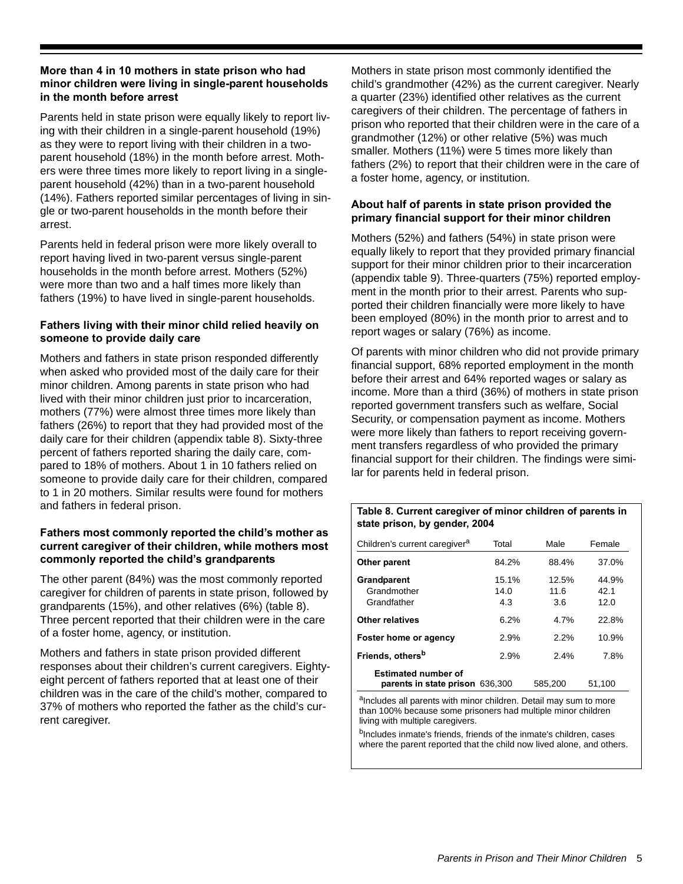### More than 4 in 10 mothers in state prison who had minor children were living in single-parent households in the month before arrest

Parents held in state prison were equally likely to report living with their children in a single-parent household (19%) as they were to report living with their children in a two-parent household (18%) in the month before arrest. Mothers were three times more likely to report living in a single-parent household (42%) than in a two-parent household (14%). Fathers reported similar percentages of living in single or two-parent households in the month before their arrest.

Parents held in federal prison were more likely overall to report having lived in two-parent versus single-parent households in the month before arrest. Mothers (52%) were more than two and a half times more likely than fathers (19%) to have lived in single-parent households.

### Fathers living with their minor child relied heavily on someone to provide daily care

Mothers and fathers in state prison responded differently when asked who provided most of the daily care for their minor children. Among parents in state prison who had lived with their minor children just prior to incarceration, mothers (77%) were almost three times more likely than fathers (26%) to report that they had provided most of the daily care for their children (appendix table 8). Sixty-three percent of fathers reported sharing the daily care, compared to 18% of mothers. About 1 in 10 fathers relied on someone to provide daily care for their children, compared to 1 in 20 mothers. Similar results were found for mothers and fathers in federal prison.

### Fathers most commonly reported the child's mother as current caregiver of their children, while mothers most commonly reported the child's grandparents

The other parent (84%) was the most commonly reported caregiver for children of parents in state prison, followed by grandparents (15%), and other relatives (6%) (table 8). Three percent reported that their children were in the care of a foster home, agency, or institution.

Mothers and fathers in state prison provided different responses about their children's current caregivers. Eighty-eight percent of fathers reported that at least one of their children was in the care of the child's mother, compared to 37% of mothers who reported the father as the child's current caregiver.

Mothers in state prison most commonly identified the child's grandmother (42%) as the current caregiver. Nearly a quarter (23%) identified other relatives as the current caregivers of their children. The percentage of fathers in prison who reported that their children were in the care of a grandmother (12%) or other relative (5%) was much smaller. Mothers (11%) were 5 times more likely than fathers (2%) to report that their children were in the care of a foster home, agency, or institution.

### About half of parents in state prison provided the primary financial support for their minor children

Mothers (52%) and fathers (54%) in state prison were equally likely to report that they provided primary financial support for their minor children prior to their incarceration (appendix table 9). Three-quarters (75%) reported employment in the month prior to their arrest. Parents who supported their children financially were more likely to have been employed (80%) in the month prior to arrest and to report wages or salary (76%) as income.

Of parents with minor children who did not provide primary financial support, 68% reported employment in the month before their arrest and 64% reported wages or salary as income. More than a third (36%) of mothers in state prison reported government transfers such as welfare, Social Security, or compensation payment as income. Mothers were more likely than fathers to report receiving government transfers regardless of who provided the primary financial support for their children. The findings were similar for parents held in federal prison.

**Table 8. Current caregiver of minor children of parents in state prison, by gender, 2004**

| Children's current caregiver[a] | Total | Male | Female |
|---|---|---|---|
| **Other parent** | 84.2% | 88.4% | 37.0% |
| **Grandparent** | 15.1% | 12.5% | 44.9% |
| Grandmother | 14.0 | 11.6 | 42.1 |
| Grandfather | 4.3 | 3.6 | 12.0 |
| **Other relatives** | 6.2% | 4.7% | 22.8% |
| **Foster home or agency** | 2.9% | 2.2% | 10.9% |
| **Friends, others**[b] | 2.9% | 2.4% | 7.8% |
| **Estimated number of parents in state prison** | 636,300 | 585,200 | 51,100 |

[a]Includes all parents with minor children. Detail may sum to more than 100% because some prisoners had multiple minor children living with multiple caregivers.

[b]Includes inmate's friends, friends of the inmate's children, cases where the parent reported that the child now lived alone, and others.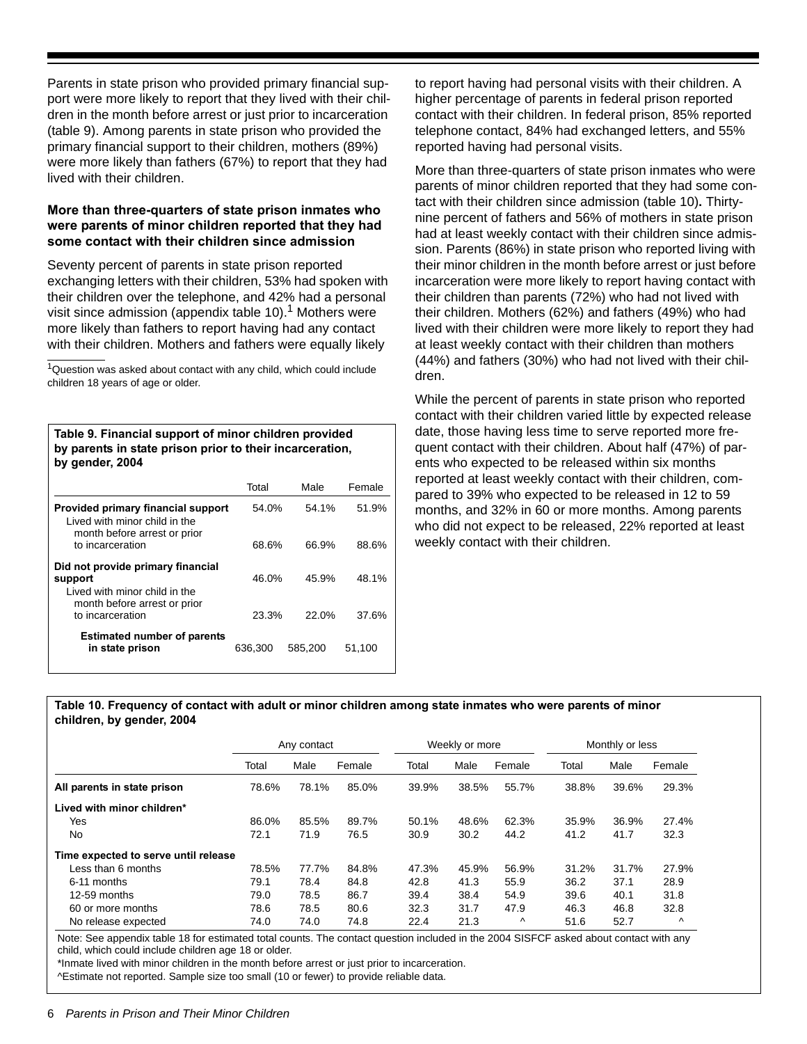Parents in state prison who provided primary financial support were more likely to report that they lived with their children in the month before arrest or just prior to incarceration (table 9). Among parents in state prison who provided the primary financial support to their children, mothers (89%) were more likely than fathers (67%) to report that they had lived with their children.

**More than three-quarters of state prison inmates who were parents of minor children reported that they had some contact with their children since admission**

Seventy percent of parents in state prison reported exchanging letters with their children, 53% had spoken with their children over the telephone, and 42% had a personal visit since admission (appendix table 10).[1] Mothers were more likely than fathers to report having had any contact with their children. Mothers and fathers were equally likely to report having had personal visits with their children. A higher percentage of parents in federal prison reported contact with their children. In federal prison, 85% reported telephone contact, 84% had exchanged letters, and 55% reported having had personal visits.

[1]Question was asked about contact with any child, which could include children 18 years of age or older.

More than three-quarters of state prison inmates who were parents of minor children reported that they had some contact with their children since admission (table 10)**.** Thirty-nine percent of fathers and 56% of mothers in state prison had at least weekly contact with their children since admission. Parents (86%) in state prison who reported living with their minor children in the month before arrest or just before incarceration were more likely to report having contact with their children than parents (72%) who had not lived with their children. Mothers (62%) and fathers (49%) who had lived with their children were more likely to report they had at least weekly contact with their children than mothers (44%) and fathers (30%) who had not lived with their children.

While the percent of parents in state prison who reported contact with their children varied little by expected release date, those having less time to serve reported more frequent contact with their children. About half (47%) of parents who expected to be released within six months reported at least weekly contact with their children, compared to 39% who expected to be released in 12 to 59 months, and 32% in 60 or more months. Among parents who did not expect to be released, 22% reported at least weekly contact with their children.

**Table 9. Financial support of minor children provided by parents in state prison prior to their incarceration, by gender, 2004**

| | Total | Male | Female |
|---|---|---|---|
| **Provided primary financial support** | 54.0% | 54.1% | 51.9% |
| Lived with minor child in the month before arrest or prior to incarceration | 68.6% | 66.9% | 88.6% |
| **Did not provide primary financial support** | 46.0% | 45.9% | 48.1% |
| Lived with minor child in the month before arrest or prior to incarceration | 23.3% | 22.0% | 37.6% |
| **Estimated number of parents in state prison** | 636,300 | 585,200 | 51,100 |

**Table 10. Frequency of contact with adult or minor children among state inmates who were parents of minor children, by gender, 2004**

| | Any contact | | | Weekly or more | | | Monthly or less | | |
|---|---|---|---|---|---|---|---|---|---|
| | Total | Male | Female | Total | Male | Female | Total | Male | Female |
| **All parents in state prison** | 78.6% | 78.1% | 85.0% | 39.9% | 38.5% | 55.7% | 38.8% | 39.6% | 29.3% |
| **Lived with minor children*** | | | | | | | | | |
| Yes | 86.0% | 85.5% | 89.7% | 50.1% | 48.6% | 62.3% | 35.9% | 36.9% | 27.4% |
| No | 72.1 | 71.9 | 76.5 | 30.9 | 30.2 | 44.2 | 41.2 | 41.7 | 32.3 |
| **Time expected to serve until release** | | | | | | | | | |
| Less than 6 months | 78.5% | 77.7% | 84.8% | 47.3% | 45.9% | 56.9% | 31.2% | 31.7% | 27.9% |
| 6-11 months | 79.1 | 78.4 | 84.8 | 42.8 | 41.3 | 55.9 | 36.2 | 37.1 | 28.9 |
| 12-59 months | 79.0 | 78.5 | 86.7 | 39.4 | 38.4 | 54.9 | 39.6 | 40.1 | 31.8 |
| 60 or more months | 78.6 | 78.5 | 80.6 | 32.3 | 31.7 | 47.9 | 46.3 | 46.8 | 32.8 |
| No release expected | 74.0 | 74.0 | 74.8 | 22.4 | 21.3 | ^ | 51.6 | 52.7 | ^ |

Note: See appendix table 18 for estimated total counts. The contact question included in the 2004 SISFCF asked about contact with any child, which could include children age 18 or older.

*Inmate lived with minor children in the month before arrest or just prior to incarceration.

^Estimate not reported. Sample size too small (10 or fewer) to provide reliable data.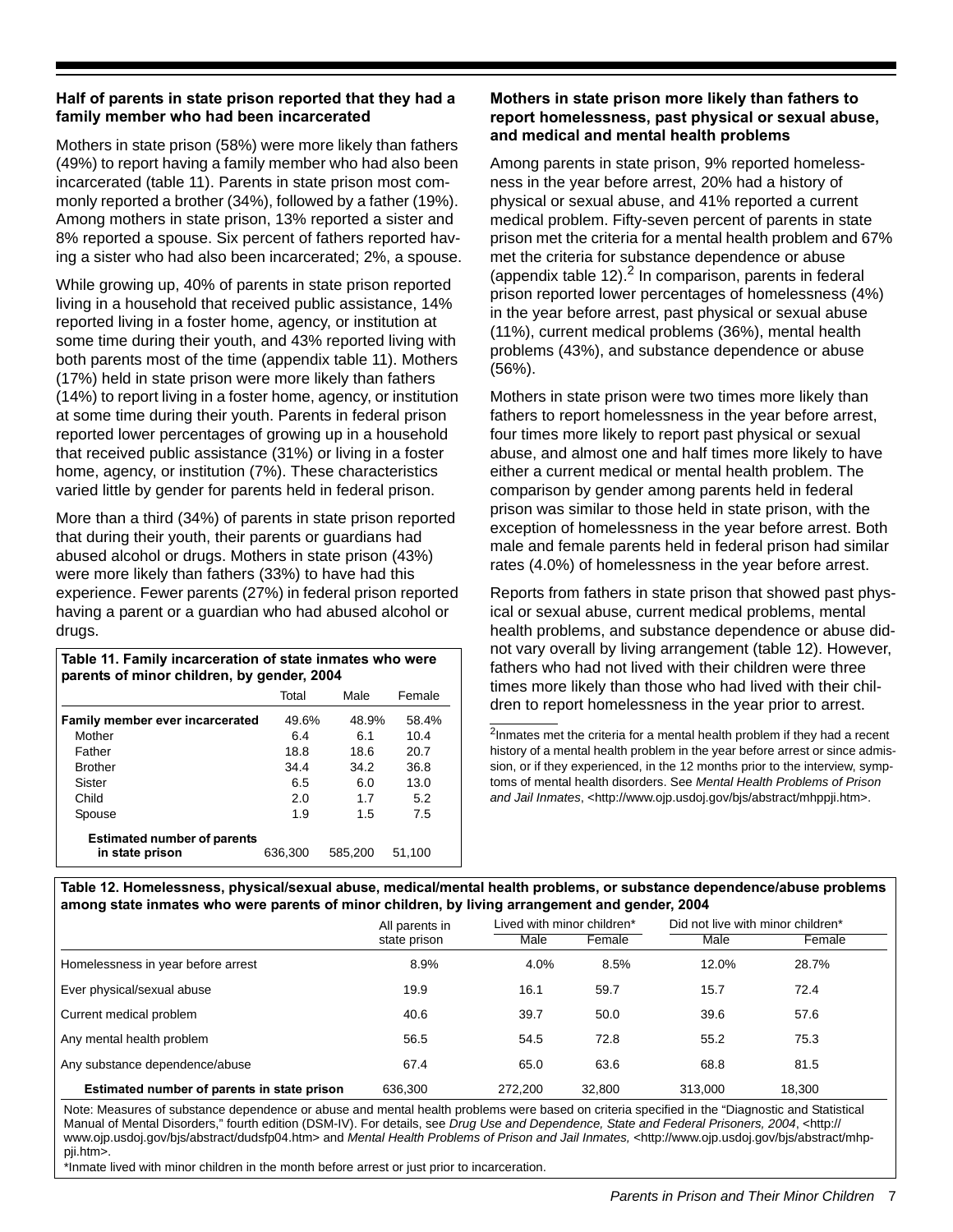### Half of parents in state prison reported that they had a family member who had been incarcerated

Mothers in state prison (58%) were more likely than fathers (49%) to report having a family member who had also been incarcerated (table 11). Parents in state prison most commonly reported a brother (34%), followed by a father (19%). Among mothers in state prison, 13% reported a sister and 8% reported a spouse. Six percent of fathers reported having a sister who had also been incarcerated; 2%, a spouse.

While growing up, 40% of parents in state prison reported living in a household that received public assistance, 14% reported living in a foster home, agency, or institution at some time during their youth, and 43% reported living with both parents most of the time (appendix table 11). Mothers (17%) held in state prison were more likely than fathers (14%) to report living in a foster home, agency, or institution at some time during their youth. Parents in federal prison reported lower percentages of growing up in a household that received public assistance (31%) or living in a foster home, agency, or institution (7%). These characteristics varied little by gender for parents held in federal prison.

More than a third (34%) of parents in state prison reported that during their youth, their parents or guardians had abused alcohol or drugs. Mothers in state prison (43%) were more likely than fathers (33%) to have had this experience. Fewer parents (27%) in federal prison reported having a parent or a guardian who had abused alcohol or drugs.

**Table 11. Family incarceration of state inmates who were parents of minor children, by gender, 2004**

| | Total | Male | Female |
|---|---|---|---|
| **Family member ever incarcerated** | 49.6% | 48.9% | 58.4% |
| Mother | 6.4 | 6.1 | 10.4 |
| Father | 18.8 | 18.6 | 20.7 |
| Brother | 34.4 | 34.2 | 36.8 |
| Sister | 6.5 | 6.0 | 13.0 |
| Child | 2.0 | 1.7 | 5.2 |
| Spouse | 1.9 | 1.5 | 7.5 |
| **Estimated number of parents in state prison** | 636,300 | 585,200 | 51,100 |

### Mothers in state prison more likely than fathers to report homelessness, past physical or sexual abuse, and medical and mental health problems

Among parents in state prison, 9% reported homelessness in the year before arrest, 20% had a history of physical or sexual abuse, and 41% reported a current medical problem. Fifty-seven percent of parents in state prison met the criteria for a mental health problem and 67% met the criteria for substance dependence or abuse (appendix table 12).[2] In comparison, parents in federal prison reported lower percentages of homelessness (4%) in the year before arrest, past physical or sexual abuse (11%), current medical problems (36%), mental health problems (43%), and substance dependence or abuse (56%).

Mothers in state prison were two times more likely than fathers to report homelessness in the year before arrest, four times more likely to report past physical or sexual abuse, and almost one and half times more likely to have either a current medical or mental health problem. The comparison by gender among parents held in federal prison was similar to those held in state prison, with the exception of homelessness in the year before arrest. Both male and female parents held in federal prison had similar rates (4.0%) of homelessness in the year before arrest.

Reports from fathers in state prison that showed past physical or sexual abuse, current medical problems, mental health problems, and substance dependence or abuse did not vary overall by living arrangement (table 12). However, fathers who had not lived with their children were three times more likely than those who had lived with their children to report homelessness in the year prior to arrest.

[2]Inmates met the criteria for a mental health problem if they had a recent history of a mental health problem in the year before arrest or since admission, or if they experienced, in the 12 months prior to the interview, symptoms of mental health disorders. See *Mental Health Problems of Prison and Jail Inmates*, <http://www.ojp.usdoj.gov/bjs/abstract/mhppji.htm>.

**Table 12. Homelessness, physical/sexual abuse, medical/mental health problems, or substance dependence/abuse problems among state inmates who were parents of minor children, by living arrangement and gender, 2004**

| | All parents in state prison | Lived with minor children* | | Did not live with minor children* | |
|---|---|---|---|---|---|
| | | Male | Female | Male | Female |
| Homelessness in year before arrest | 8.9% | 4.0% | 8.5% | 12.0% | 28.7% |
| Ever physical/sexual abuse | 19.9 | 16.1 | 59.7 | 15.7 | 72.4 |
| Current medical problem | 40.6 | 39.7 | 50.0 | 39.6 | 57.6 |
| Any mental health problem | 56.5 | 54.5 | 72.8 | 55.2 | 75.3 |
| Any substance dependence/abuse | 67.4 | 65.0 | 63.6 | 68.8 | 81.5 |
| **Estimated number of parents in state prison** | 636,300 | 272,200 | 32,800 | 313,000 | 18,300 |

Note: Measures of substance dependence or abuse and mental health problems were based on criteria specified in the "Diagnostic and Statistical Manual of Mental Disorders," fourth edition (DSM-IV). For details, see *Drug Use and Dependence, State and Federal Prisoners, 2004*, <http://www.ojp.usdoj.gov/bjs/abstract/dudsfp04.htm> and *Mental Health Problems of Prison and Jail Inmates,* <http://www.ojp.usdoj.gov/bjs/abstract/mhppji.htm>.

*Inmate lived with minor children in the month before arrest or just prior to incarceration.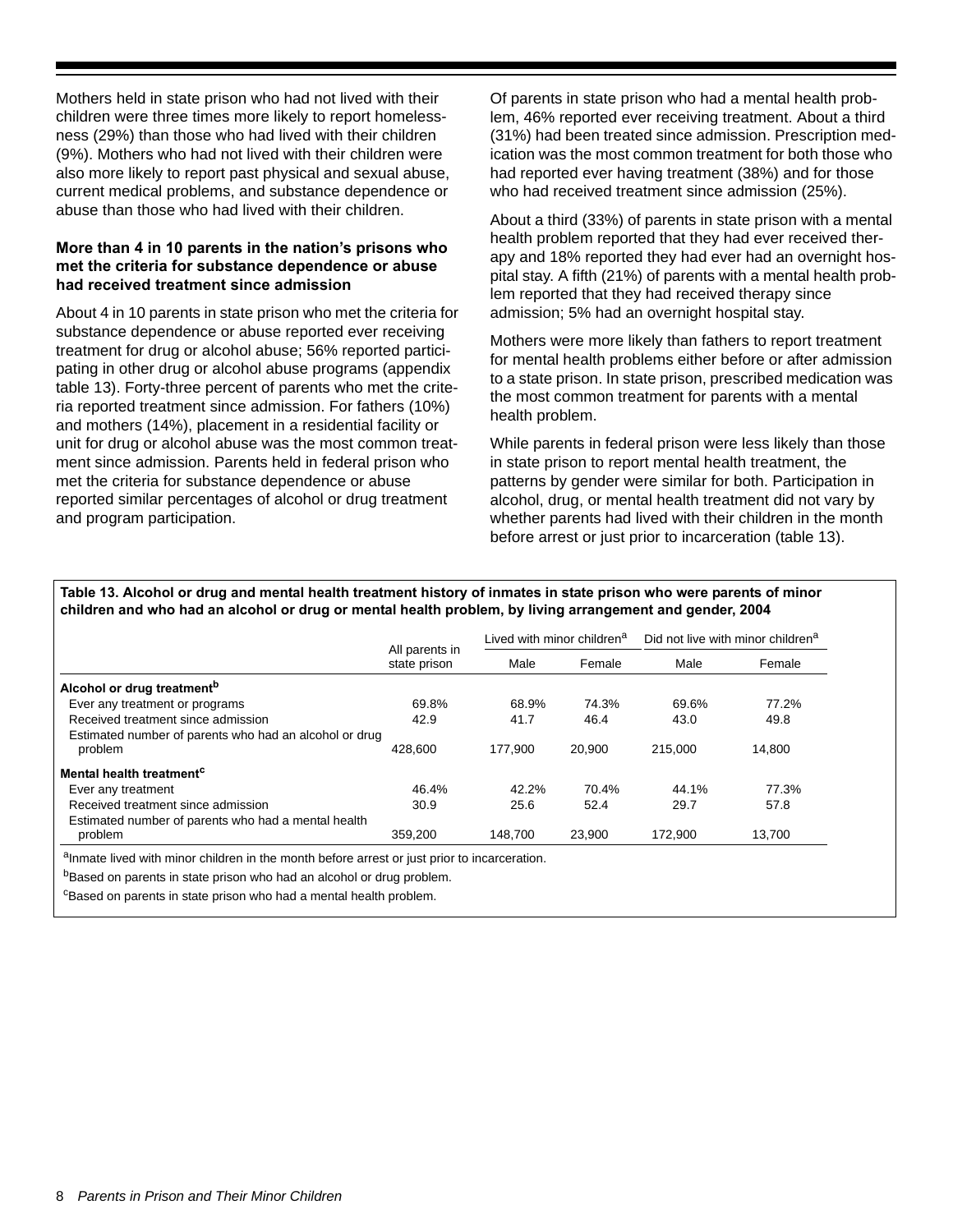Mothers held in state prison who had not lived with their children were three times more likely to report homelessness (29%) than those who had lived with their children (9%). Mothers who had not lived with their children were also more likely to report past physical and sexual abuse, current medical problems, and substance dependence or abuse than those who had lived with their children.

### More than 4 in 10 parents in the nation's prisons who met the criteria for substance dependence or abuse had received treatment since admission

About 4 in 10 parents in state prison who met the criteria for substance dependence or abuse reported ever receiving treatment for drug or alcohol abuse; 56% reported participating in other drug or alcohol abuse programs (appendix table 13). Forty-three percent of parents who met the criteria reported treatment since admission. For fathers (10%) and mothers (14%), placement in a residential facility or unit for drug or alcohol abuse was the most common treatment since admission. Parents held in federal prison who met the criteria for substance dependence or abuse reported similar percentages of alcohol or drug treatment and program participation.

Of parents in state prison who had a mental health problem, 46% reported ever receiving treatment. About a third (31%) had been treated since admission. Prescription medication was the most common treatment for both those who had reported ever having treatment (38%) and for those who had received treatment since admission (25%).

About a third (33%) of parents in state prison with a mental health problem reported that they had ever received therapy and 18% reported they had ever had an overnight hospital stay. A fifth (21%) of parents with a mental health problem reported that they had received therapy since admission; 5% had an overnight hospital stay.

Mothers were more likely than fathers to report treatment for mental health problems either before or after admission to a state prison. In state prison, prescribed medication was the most common treatment for parents with a mental health problem.

While parents in federal prison were less likely than those in state prison to report mental health treatment, the patterns by gender were similar for both. Participation in alcohol, drug, or mental health treatment did not vary by whether parents had lived with their children in the month before arrest or just prior to incarceration (table 13).

**Table 13. Alcohol or drug and mental health treatment history of inmates in state prison who were parents of minor children and who had an alcohol or drug or mental health problem, by living arrangement and gender, 2004**

| | All parents in state prison | Lived with minor children[a] | | Did not live with minor children[a] | |
|---|---|---|---|---|---|
| | | Male | Female | Male | Female |
| **Alcohol or drug treatment[b]** | | | | | |
| Ever any treatment or programs | 69.8% | 68.9% | 74.3% | 69.6% | 77.2% |
| Received treatment since admission | 42.9 | 41.7 | 46.4 | 43.0 | 49.8 |
| Estimated number of parents who had an alcohol or drug problem | 428,600 | 177,900 | 20,900 | 215,000 | 14,800 |
| **Mental health treatment[c]** | | | | | |
| Ever any treatment | 46.4% | 42.2% | 70.4% | 44.1% | 77.3% |
| Received treatment since admission | 30.9 | 25.6 | 52.4 | 29.7 | 57.8 |
| Estimated number of parents who had a mental health problem | 359,200 | 148,700 | 23,900 | 172,900 | 13,700 |

[a]Inmate lived with minor children in the month before arrest or just prior to incarceration.

[b]Based on parents in state prison who had an alcohol or drug problem.

[c]Based on parents in state prison who had a mental health problem.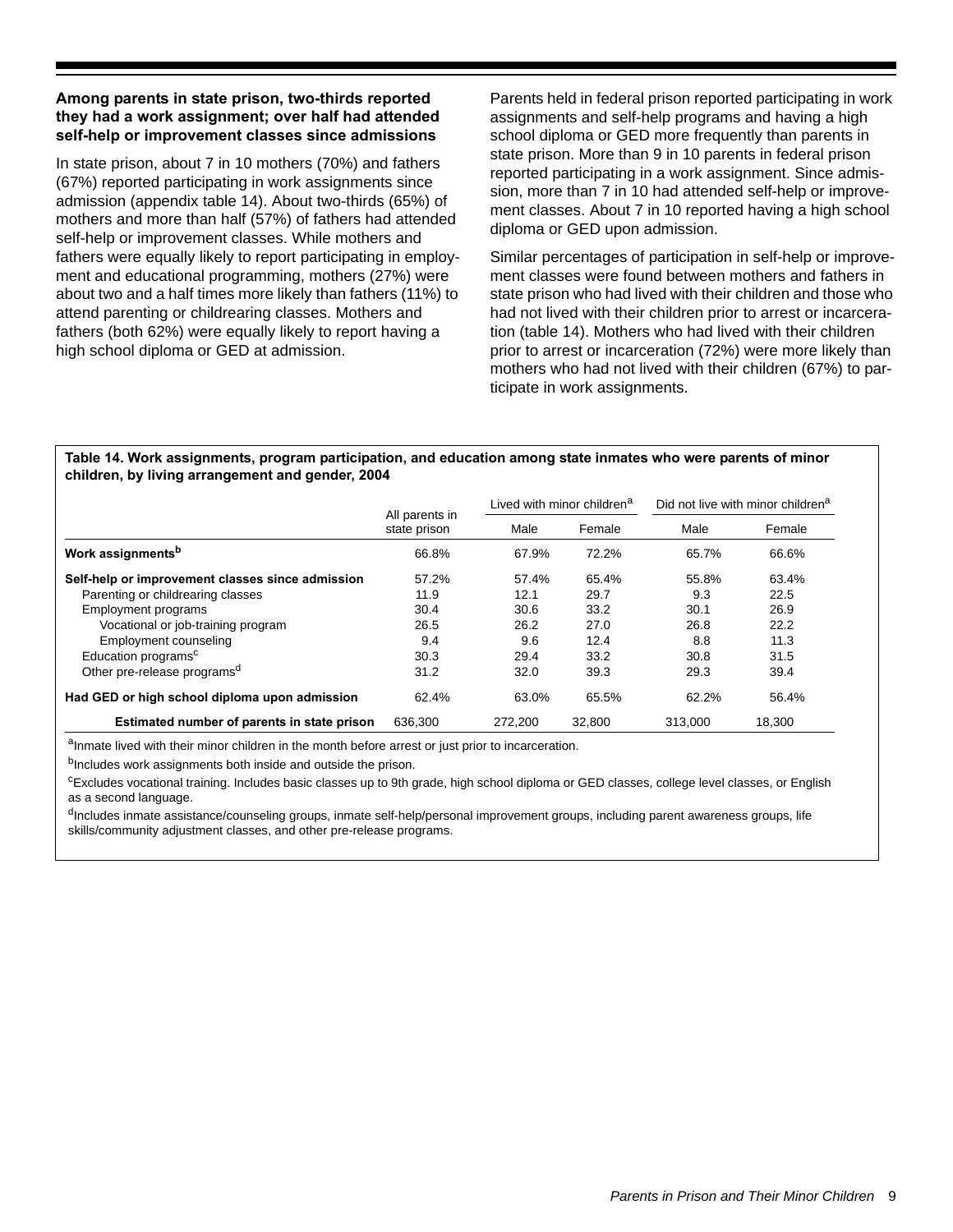### Among parents in state prison, two-thirds reported they had a work assignment; over half had attended self-help or improvement classes since admissions

In state prison, about 7 in 10 mothers (70%) and fathers (67%) reported participating in work assignments since admission (appendix table 14). About two-thirds (65%) of mothers and more than half (57%) of fathers had attended self-help or improvement classes. While mothers and fathers were equally likely to report participating in employment and educational programming, mothers (27%) were about two and a half times more likely than fathers (11%) to attend parenting or childrearing classes. Mothers and fathers (both 62%) were equally likely to report having a high school diploma or GED at admission.

Parents held in federal prison reported participating in work assignments and self-help programs and having a high school diploma or GED more frequently than parents in state prison. More than 9 in 10 parents in federal prison reported participating in a work assignment. Since admission, more than 7 in 10 had attended self-help or improvement classes. About 7 in 10 reported having a high school diploma or GED upon admission.

Similar percentages of participation in self-help or improvement classes were found between mothers and fathers in state prison who had lived with their children and those who had not lived with their children prior to arrest or incarceration (table 14). Mothers who had lived with their children prior to arrest or incarceration (72%) were more likely than mothers who had not lived with their children (67%) to participate in work assignments.

**Table 14. Work assignments, program participation, and education among state inmates who were parents of minor children, by living arrangement and gender, 2004**

| | All parents in state prison | Lived with minor children[a] | | Did not live with minor children[a] | |
|---|---|---|---|---|---|
| | | Male | Female | Male | Female |
| **Work assignments[b]** | 66.8% | 67.9% | 72.2% | 65.7% | 66.6% |
| **Self-help or improvement classes since admission** | 57.2% | 57.4% | 65.4% | 55.8% | 63.4% |
| Parenting or childrearing classes | 11.9 | 12.1 | 29.7 | 9.3 | 22.5 |
| Employment programs | 30.4 | 30.6 | 33.2 | 30.1 | 26.9 |
| Vocational or job-training program | 26.5 | 26.2 | 27.0 | 26.8 | 22.2 |
| Employment counseling | 9.4 | 9.6 | 12.4 | 8.8 | 11.3 |
| Education programs[c] | 30.3 | 29.4 | 33.2 | 30.8 | 31.5 |
| Other pre-release programs[d] | 31.2 | 32.0 | 39.3 | 29.3 | 39.4 |
| **Had GED or high school diploma upon admission** | 62.4% | 63.0% | 65.5% | 62.2% | 56.4% |
| **Estimated number of parents in state prison** | 636,300 | 272,200 | 32,800 | 313,000 | 18,300 |

[a]Inmate lived with their minor children in the month before arrest or just prior to incarceration.

[b]Includes work assignments both inside and outside the prison.

[c]Excludes vocational training. Includes basic classes up to 9th grade, high school diploma or GED classes, college level classes, or English as a second language.

[d]Includes inmate assistance/counseling groups, inmate self-help/personal improvement groups, including parent awareness groups, life skills/community adjustment classes, and other pre-release programs.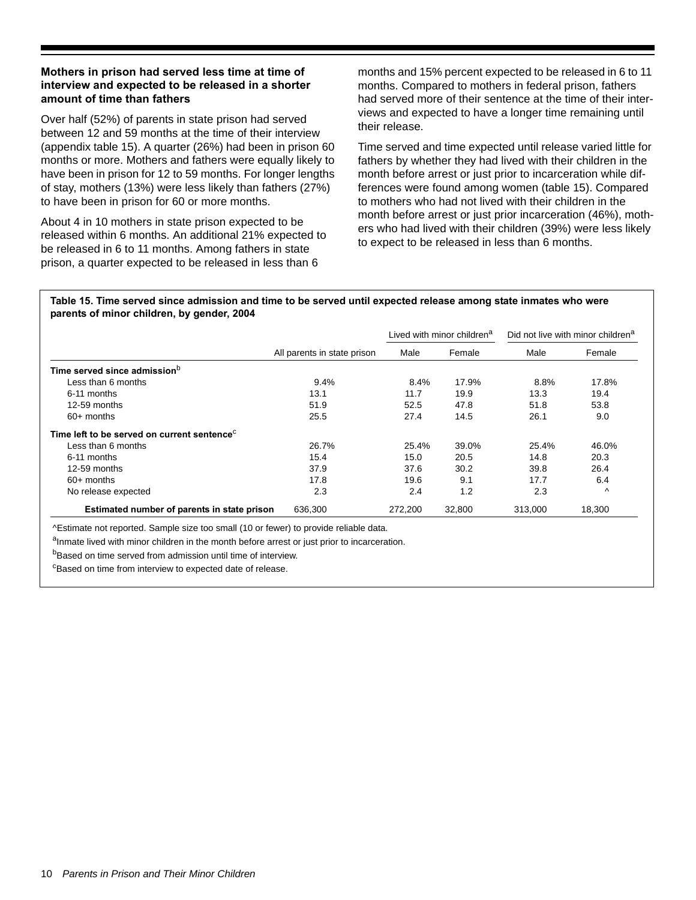### Mothers in prison had served less time at time of interview and expected to be released in a shorter amount of time than fathers

Over half (52%) of parents in state prison had served between 12 and 59 months at the time of their interview (appendix table 15). A quarter (26%) had been in prison 60 months or more. Mothers and fathers were equally likely to have been in prison for 12 to 59 months. For longer lengths of stay, mothers (13%) were less likely than fathers (27%) to have been in prison for 60 or more months.

About 4 in 10 mothers in state prison expected to be released within 6 months. An additional 21% expected to be released in 6 to 11 months. Among fathers in state prison, a quarter expected to be released in less than 6 months and 15% percent expected to be released in 6 to 11 months. Compared to mothers in federal prison, fathers had served more of their sentence at the time of their interviews and expected to have a longer time remaining until their release.

Time served and time expected until release varied little for fathers by whether they had lived with their children in the month before arrest or just prior to incarceration while differences were found among women (table 15). Compared to mothers who had not lived with their children in the month before arrest or just prior incarceration (46%), mothers who had lived with their children (39%) were less likely to expect to be released in less than 6 months.

**Table 15. Time served since admission and time to be served until expected release among state inmates who were parents of minor children, by gender, 2004**

| | | Lived with minor children[a] | | Did not live with minor children[a] | |
|---|---|---|---|---|---|
| | All parents in state prison | Male | Female | Male | Female |
| **Time served since admission[b]** | | | | | |
| Less than 6 months | 9.4% | 8.4% | 17.9% | 8.8% | 17.8% |
| 6-11 months | 13.1 | 11.7 | 19.9 | 13.3 | 19.4 |
| 12-59 months | 51.9 | 52.5 | 47.8 | 51.8 | 53.8 |
| 60+ months | 25.5 | 27.4 | 14.5 | 26.1 | 9.0 |
| **Time left to be served on current sentence[c]** | | | | | |
| Less than 6 months | 26.7% | 25.4% | 39.0% | 25.4% | 46.0% |
| 6-11 months | 15.4 | 15.0 | 20.5 | 14.8 | 20.3 |
| 12-59 months | 37.9 | 37.6 | 30.2 | 39.8 | 26.4 |
| 60+ months | 17.8 | 19.6 | 9.1 | 17.7 | 6.4 |
| No release expected | 2.3 | 2.4 | 1.2 | 2.3 | ^ |
| **Estimated number of parents in state prison** | 636,300 | 272,200 | 32,800 | 313,000 | 18,300 |

^Estimate not reported. Sample size too small (10 or fewer) to provide reliable data.

[a]Inmate lived with minor children in the month before arrest or just prior to incarceration.

[b]Based on time served from admission until time of interview.

[c]Based on time from interview to expected date of release.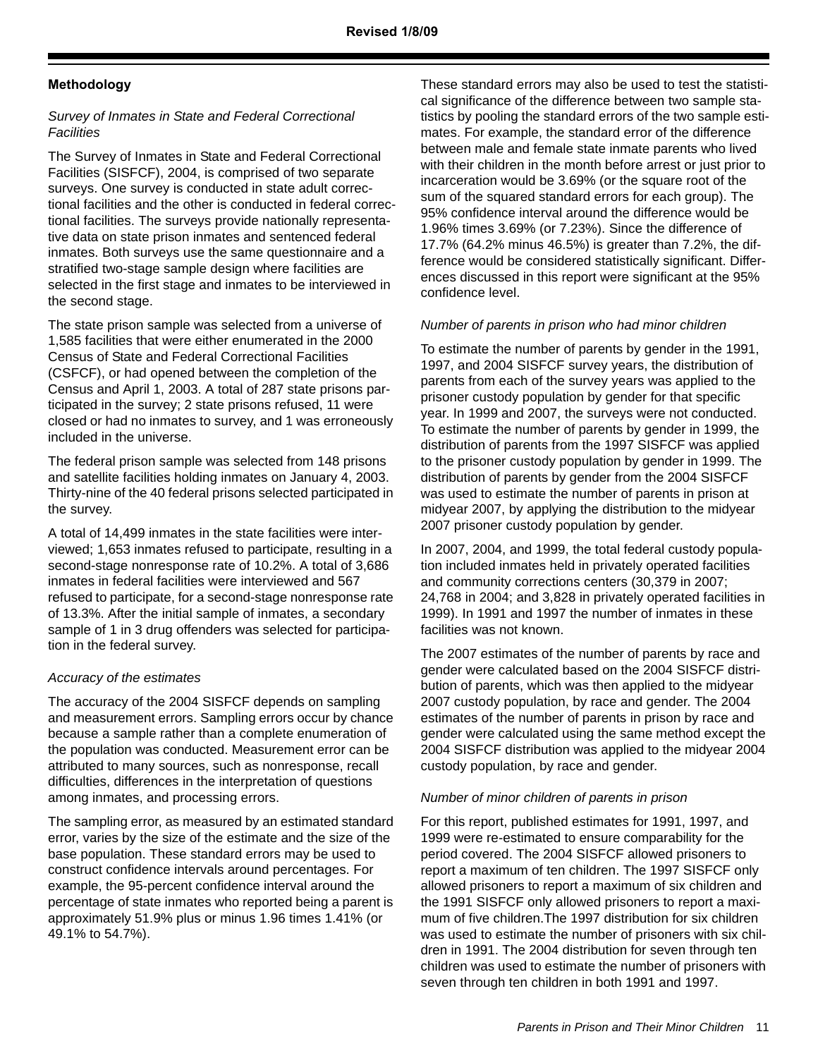Revised 1/8/09

## Methodology

*Survey of Inmates in State and Federal Correctional Facilities*

The Survey of Inmates in State and Federal Correctional Facilities (SISFCF), 2004, is comprised of two separate surveys. One survey is conducted in state adult correctional facilities and the other is conducted in federal correctional facilities. The surveys provide nationally representative data on state prison inmates and sentenced federal inmates. Both surveys use the same questionnaire and a stratified two-stage sample design where facilities are selected in the first stage and inmates to be interviewed in the second stage.

The state prison sample was selected from a universe of 1,585 facilities that were either enumerated in the 2000 Census of State and Federal Correctional Facilities (CSFCF), or had opened between the completion of the Census and April 1, 2003. A total of 287 state prisons participated in the survey; 2 state prisons refused, 11 were closed or had no inmates to survey, and 1 was erroneously included in the universe.

The federal prison sample was selected from 148 prisons and satellite facilities holding inmates on January 4, 2003. Thirty-nine of the 40 federal prisons selected participated in the survey.

A total of 14,499 inmates in the state facilities were interviewed; 1,653 inmates refused to participate, resulting in a second-stage nonresponse rate of 10.2%. A total of 3,686 inmates in federal facilities were interviewed and 567 refused to participate, for a second-stage nonresponse rate of 13.3%. After the initial sample of inmates, a secondary sample of 1 in 3 drug offenders was selected for participation in the federal survey.

*Accuracy of the estimates*

The accuracy of the 2004 SISFCF depends on sampling and measurement errors. Sampling errors occur by chance because a sample rather than a complete enumeration of the population was conducted. Measurement error can be attributed to many sources, such as nonresponse, recall difficulties, differences in the interpretation of questions among inmates, and processing errors.

The sampling error, as measured by an estimated standard error, varies by the size of the estimate and the size of the base population. These standard errors may be used to construct confidence intervals around percentages. For example, the 95-percent confidence interval around the percentage of state inmates who reported being a parent is approximately 51.9% plus or minus 1.96 times 1.41% (or 49.1% to 54.7%).

These standard errors may also be used to test the statistical significance of the difference between two sample statistics by pooling the standard errors of the two sample estimates. For example, the standard error of the difference between male and female state inmate parents who lived with their children in the month before arrest or just prior to incarceration would be 3.69% (or the square root of the sum of the squared standard errors for each group). The 95% confidence interval around the difference would be 1.96% times 3.69% (or 7.23%). Since the difference of 17.7% (64.2% minus 46.5%) is greater than 7.2%, the difference would be considered statistically significant. Differences discussed in this report were significant at the 95% confidence level.

*Number of parents in prison who had minor children*

To estimate the number of parents by gender in the 1991, 1997, and 2004 SISFCF survey years, the distribution of parents from each of the survey years was applied to the prisoner custody population by gender for that specific year. In 1999 and 2007, the surveys were not conducted. To estimate the number of parents by gender in 1999, the distribution of parents from the 1997 SISFCF was applied to the prisoner custody population by gender in 1999. The distribution of parents by gender from the 2004 SISFCF was used to estimate the number of parents in prison at midyear 2007, by applying the distribution to the midyear 2007 prisoner custody population by gender.

In 2007, 2004, and 1999, the total federal custody population included inmates held in privately operated facilities and community corrections centers (30,379 in 2007; 24,768 in 2004; and 3,828 in privately operated facilities in 1999). In 1991 and 1997 the number of inmates in these facilities was not known.

The 2007 estimates of the number of parents by race and gender were calculated based on the 2004 SISFCF distribution of parents, which was then applied to the midyear 2007 custody population, by race and gender. The 2004 estimates of the number of parents in prison by race and gender were calculated using the same method except the 2004 SISFCF distribution was applied to the midyear 2004 custody population, by race and gender.

*Number of minor children of parents in prison*

For this report, published estimates for 1991, 1997, and 1999 were re-estimated to ensure comparability for the period covered. The 2004 SISFCF allowed prisoners to report a maximum of ten children. The 1997 SISFCF only allowed prisoners to report a maximum of six children and the 1991 SISFCF only allowed prisoners to report a maximum of five children.The 1997 distribution for six children was used to estimate the number of prisoners with six children in 1991. The 2004 distribution for seven through ten children was used to estimate the number of prisoners with seven through ten children in both 1991 and 1997.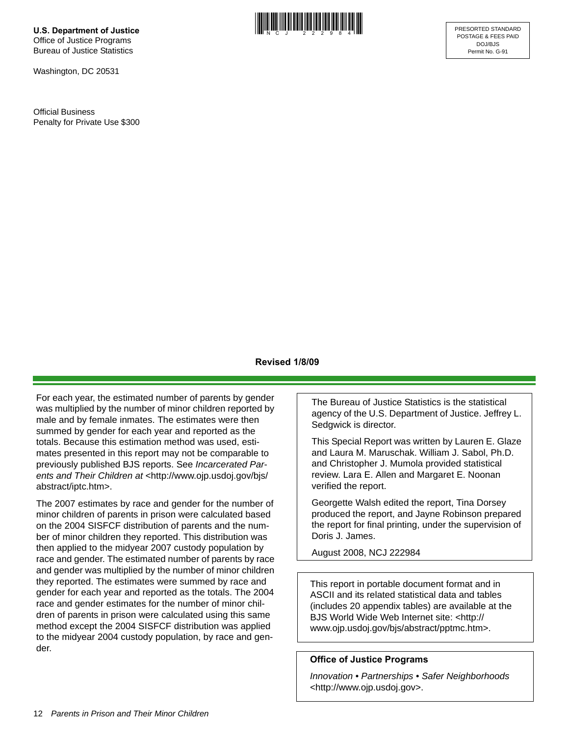U.S. Department of Justice
Office of Justice Programs
Bureau of Justice Statistics

Washington, DC 20531

Official Business
Penalty for Private Use $300

PRESORTED STANDARD
POSTAGE & FEES PAID
DOJ/BJS
Permit No. G-91

**Revised 1/8/09**

For each year, the estimated number of parents by gender was multiplied by the number of minor children reported by male and by female inmates. The estimates were then summed by gender for each year and reported as the totals. Because this estimation method was used, estimates presented in this report may not be comparable to previously published BJS reports. See *Incarcerated Parents and Their Children at* <http://www.ojp.usdoj.gov/bjs/abstract/iptc.htm>.

The 2007 estimates by race and gender for the number of minor children of parents in prison were calculated based on the 2004 SISFCF distribution of parents and the number of minor children they reported. This distribution was then applied to the midyear 2007 custody population by race and gender. The estimated number of parents by race and gender was multiplied by the number of minor children they reported. The estimates were summed by race and gender for each year and reported as the totals. The 2004 race and gender estimates for the number of minor children of parents in prison were calculated using this same method except the 2004 SISFCF distribution was applied to the midyear 2004 custody population, by race and gender.

The Bureau of Justice Statistics is the statistical agency of the U.S. Department of Justice. Jeffrey L. Sedgwick is director.

This Special Report was written by Lauren E. Glaze and Laura M. Maruschak. William J. Sabol, Ph.D. and Christopher J. Mumola provided statistical review. Lara E. Allen and Margaret E. Noonan verified the report.

Georgette Walsh edited the report, Tina Dorsey produced the report, and Jayne Robinson prepared the report for final printing, under the supervision of Doris J. James.

August 2008, NCJ 222984

This report in portable document format and in ASCII and its related statistical data and tables (includes 20 appendix tables) are available at the BJS World Wide Web Internet site: <http://www.ojp.usdoj.gov/bjs/abstract/pptmc.htm>.

**Office of Justice Programs**

*Innovation • Partnerships • Safer Neighborhoods*
<http://www.ojp.usdoj.gov>.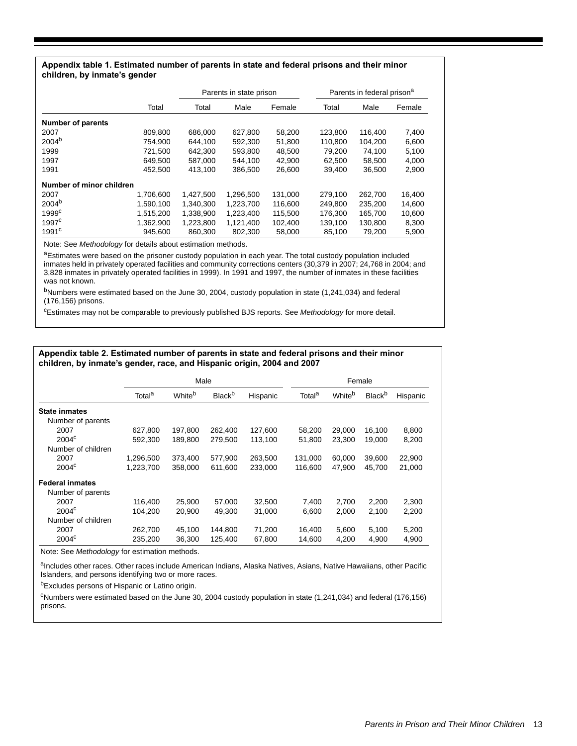**Appendix table 1. Estimated number of parents in state and federal prisons and their minor children, by inmate's gender**

| | | Parents in state prison | | | Parents in federal prison[a] | | |
|---|---|---|---|---|---|---|---|
| | Total | Total | Male | Female | Total | Male | Female |
| **Number of parents** | | | | | | | |
| 2007 | 809,800 | 686,000 | 627,800 | 58,200 | 123,800 | 116,400 | 7,400 |
| 2004[b] | 754,900 | 644,100 | 592,300 | 51,800 | 110,800 | 104,200 | 6,600 |
| 1999 | 721,500 | 642,300 | 593,800 | 48,500 | 79,200 | 74,100 | 5,100 |
| 1997 | 649,500 | 587,000 | 544,100 | 42,900 | 62,500 | 58,500 | 4,000 |
| 1991 | 452,500 | 413,100 | 386,500 | 26,600 | 39,400 | 36,500 | 2,900 |
| **Number of minor children** | | | | | | | |
| 2007 | 1,706,600 | 1,427,500 | 1,296,500 | 131,000 | 279,100 | 262,700 | 16,400 |
| 2004[b] | 1,590,100 | 1,340,300 | 1,223,700 | 116,600 | 249,800 | 235,200 | 14,600 |
| 1999[c] | 1,515,200 | 1,338,900 | 1,223,400 | 115,500 | 176,300 | 165,700 | 10,600 |
| 1997[c] | 1,362,900 | 1,223,800 | 1,121,400 | 102,400 | 139,100 | 130,800 | 8,300 |
| 1991[c] | 945,600 | 860,300 | 802,300 | 58,000 | 85,100 | 79,200 | 5,900 |

Note: See *Methodology* for details about estimation methods.

[a]Estimates were based on the prisoner custody population in each year. The total custody population included inmates held in privately operated facilities and community corrections centers (30,379 in 2007; 24,768 in 2004; and 3,828 inmates in privately operated facilities in 1999). In 1991 and 1997, the number of inmates in these facilities was not known.

[b]Numbers were estimated based on the June 30, 2004, custody population in state (1,241,034) and federal (176,156) prisons.

[c]Estimates may not be comparable to previously published BJS reports. See *Methodology* for more detail.

**Appendix table 2. Estimated number of parents in state and federal prisons and their minor children, by inmate's gender, race, and Hispanic origin, 2004 and 2007**

| | Male | | | | Female | | | |
|---|---|---|---|---|---|---|---|---|
| | Total[a] | White[b] | Black[b] | Hispanic | Total[a] | White[b] | Black[b] | Hispanic |
| **State inmates** | | | | | | | | |
| Number of parents | | | | | | | | |
| 2007 | 627,800 | 197,800 | 262,400 | 127,600 | 58,200 | 29,000 | 16,100 | 8,800 |
| 2004[c] | 592,300 | 189,800 | 279,500 | 113,100 | 51,800 | 23,300 | 19,000 | 8,200 |
| Number of children | | | | | | | | |
| 2007 | 1,296,500 | 373,400 | 577,900 | 263,500 | 131,000 | 60,000 | 39,600 | 22,900 |
| 2004[c] | 1,223,700 | 358,000 | 611,600 | 233,000 | 116,600 | 47,900 | 45,700 | 21,000 |
| **Federal inmates** | | | | | | | | |
| Number of parents | | | | | | | | |
| 2007 | 116,400 | 25,900 | 57,000 | 32,500 | 7,400 | 2,700 | 2,200 | 2,300 |
| 2004[c] | 104,200 | 20,900 | 49,300 | 31,000 | 6,600 | 2,000 | 2,100 | 2,200 |
| Number of children | | | | | | | | |
| 2007 | 262,700 | 45,100 | 144,800 | 71,200 | 16,400 | 5,600 | 5,100 | 5,200 |
| 2004[c] | 235,200 | 36,300 | 125,400 | 67,800 | 14,600 | 4,200 | 4,900 | 4,900 |

Note: See *Methodology* for estimation methods.

[a]Includes other races. Other races include American Indians, Alaska Natives, Asians, Native Hawaiians, other Pacific Islanders, and persons identifying two or more races.

[b]Excludes persons of Hispanic or Latino origin.

[c]Numbers were estimated based on the June 30, 2004 custody population in state (1,241,034) and federal (176,156) prisons.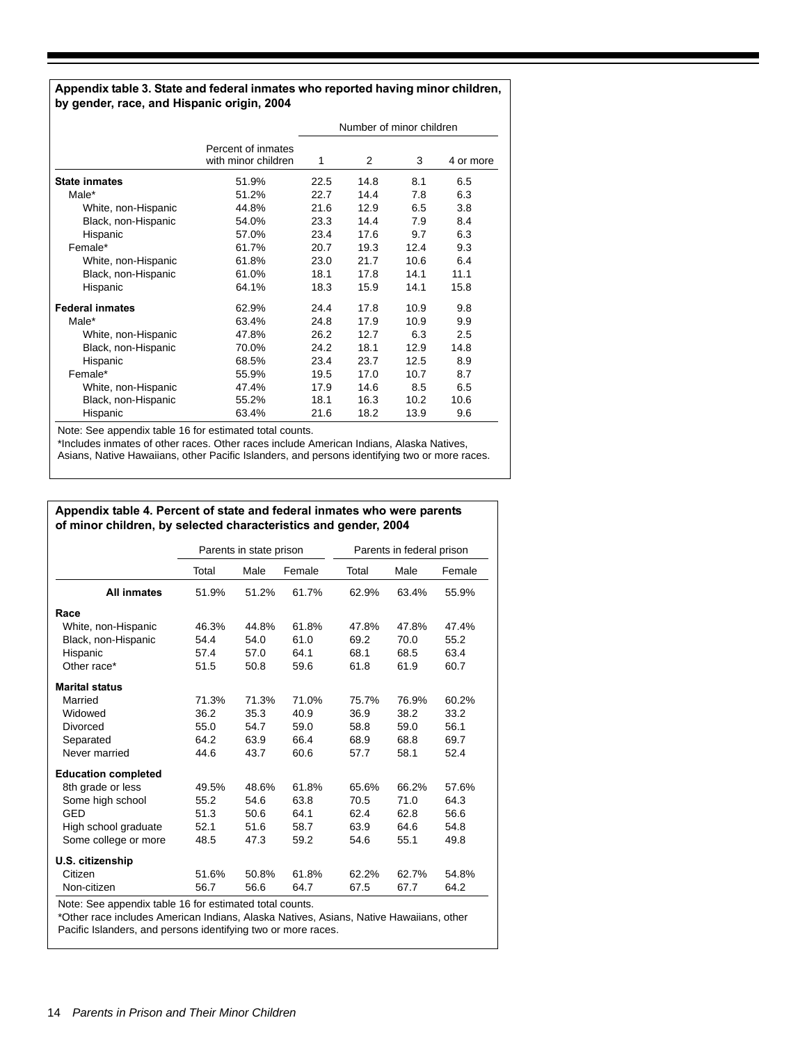**Appendix table 3. State and federal inmates who reported having minor children, by gender, race, and Hispanic origin, 2004**

| | Percent of inmates with minor children | Number of minor children | | | |
|---|---|---|---|---|---|
| | | 1 | 2 | 3 | 4 or more |
| **State inmates** | 51.9% | 22.5 | 14.8 | 8.1 | 6.5 |
| Male* | 51.2% | 22.7 | 14.4 | 7.8 | 6.3 |
| White, non-Hispanic | 44.8% | 21.6 | 12.9 | 6.5 | 3.8 |
| Black, non-Hispanic | 54.0% | 23.3 | 14.4 | 7.9 | 8.4 |
| Hispanic | 57.0% | 23.4 | 17.6 | 9.7 | 6.3 |
| Female* | 61.7% | 20.7 | 19.3 | 12.4 | 9.3 |
| White, non-Hispanic | 61.8% | 23.0 | 21.7 | 10.6 | 6.4 |
| Black, non-Hispanic | 61.0% | 18.1 | 17.8 | 14.1 | 11.1 |
| Hispanic | 64.1% | 18.3 | 15.9 | 14.1 | 15.8 |
| **Federal inmates** | 62.9% | 24.4 | 17.8 | 10.9 | 9.8 |
| Male* | 63.4% | 24.8 | 17.9 | 10.9 | 9.9 |
| White, non-Hispanic | 47.8% | 26.2 | 12.7 | 6.3 | 2.5 |
| Black, non-Hispanic | 70.0% | 24.2 | 18.1 | 12.9 | 14.8 |
| Hispanic | 68.5% | 23.4 | 23.7 | 12.5 | 8.9 |
| Female* | 55.9% | 19.5 | 17.0 | 10.7 | 8.7 |
| White, non-Hispanic | 47.4% | 17.9 | 14.6 | 8.5 | 6.5 |
| Black, non-Hispanic | 55.2% | 18.1 | 16.3 | 10.2 | 10.6 |
| Hispanic | 63.4% | 21.6 | 18.2 | 13.9 | 9.6 |

Note: See appendix table 16 for estimated total counts.

*Includes inmates of other races. Other races include American Indians, Alaska Natives, Asians, Native Hawaiians, other Pacific Islanders, and persons identifying two or more races.

**Appendix table 4. Percent of state and federal inmates who were parents of minor children, by selected characteristics and gender, 2004**

| | Parents in state prison | | | Parents in federal prison | | |
|---|---|---|---|---|---|---|
| | Total | Male | Female | Total | Male | Female |
| **All inmates** | 51.9% | 51.2% | 61.7% | 62.9% | 63.4% | 55.9% |
| **Race** | | | | | | |
| White, non-Hispanic | 46.3% | 44.8% | 61.8% | 47.8% | 47.8% | 47.4% |
| Black, non-Hispanic | 54.4 | 54.0 | 61.0 | 69.2 | 70.0 | 55.2 |
| Hispanic | 57.4 | 57.0 | 64.1 | 68.1 | 68.5 | 63.4 |
| Other race* | 51.5 | 50.8 | 59.6 | 61.8 | 61.9 | 60.7 |
| **Marital status** | | | | | | |
| Married | 71.3% | 71.3% | 71.0% | 75.7% | 76.9% | 60.2% |
| Widowed | 36.2 | 35.3 | 40.9 | 36.9 | 38.2 | 33.2 |
| Divorced | 55.0 | 54.7 | 59.0 | 58.8 | 59.0 | 56.1 |
| Separated | 64.2 | 63.9 | 66.4 | 68.9 | 68.8 | 69.7 |
| Never married | 44.6 | 43.7 | 60.6 | 57.7 | 58.1 | 52.4 |
| **Education completed** | | | | | | |
| 8th grade or less | 49.5% | 48.6% | 61.8% | 65.6% | 66.2% | 57.6% |
| Some high school | 55.2 | 54.6 | 63.8 | 70.5 | 71.0 | 64.3 |
| GED | 51.3 | 50.6 | 64.1 | 62.4 | 62.8 | 56.6 |
| High school graduate | 52.1 | 51.6 | 58.7 | 63.9 | 64.6 | 54.8 |
| Some college or more | 48.5 | 47.3 | 59.2 | 54.6 | 55.1 | 49.8 |
| **U.S. citizenship** | | | | | | |
| Citizen | 51.6% | 50.8% | 61.8% | 62.2% | 62.7% | 54.8% |
| Non-citizen | 56.7 | 56.6 | 64.7 | 67.5 | 67.7 | 64.2 |

Note: See appendix table 16 for estimated total counts.

*Other race includes American Indians, Alaska Natives, Asians, Native Hawaiians, other Pacific Islanders, and persons identifying two or more races.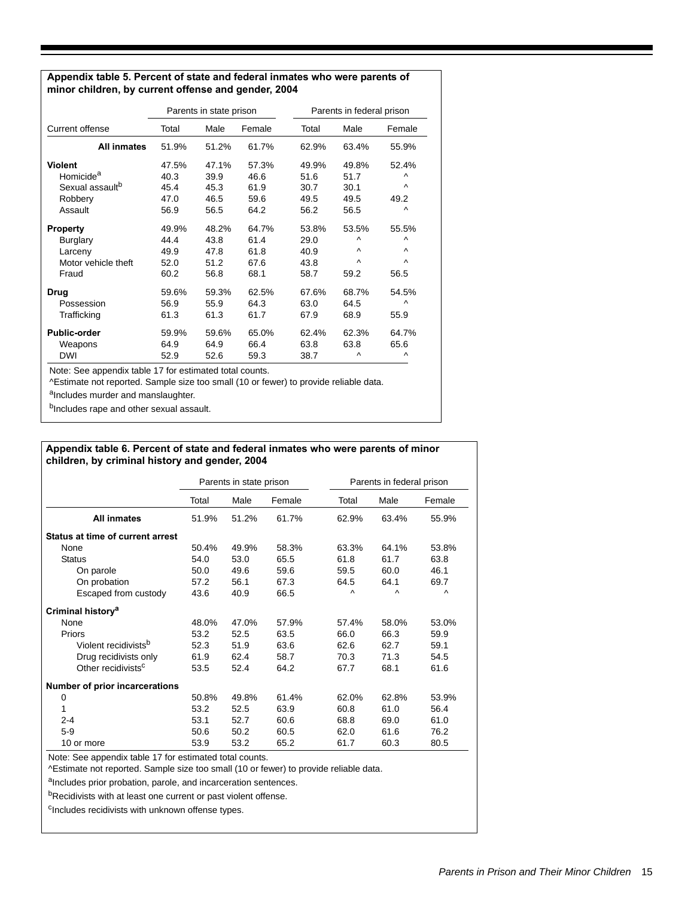**Appendix table 5. Percent of state and federal inmates who were parents of minor children, by current offense and gender, 2004**

| | Parents in state prison | | | Parents in federal prison | | |
|---|---|---|---|---|---|---|
| Current offense | Total | Male | Female | Total | Male | Female |
| **All inmates** | 51.9% | 51.2% | 61.7% | 62.9% | 63.4% | 55.9% |
| **Violent** | 47.5% | 47.1% | 57.3% | 49.9% | 49.8% | 52.4% |
| Homicide[a] | 40.3 | 39.9 | 46.6 | 51.6 | 51.7 | ^ |
| Sexual assault[b] | 45.4 | 45.3 | 61.9 | 30.7 | 30.1 | ^ |
| Robbery | 47.0 | 46.5 | 59.6 | 49.5 | 49.5 | 49.2 |
| Assault | 56.9 | 56.5 | 64.2 | 56.2 | 56.5 | ^ |
| **Property** | 49.9% | 48.2% | 64.7% | 53.8% | 53.5% | 55.5% |
| Burglary | 44.4 | 43.8 | 61.4 | 29.0 | ^ | ^ |
| Larceny | 49.9 | 47.8 | 61.8 | 40.9 | ^ | ^ |
| Motor vehicle theft | 52.0 | 51.2 | 67.6 | 43.8 | ^ | ^ |
| Fraud | 60.2 | 56.8 | 68.1 | 58.7 | 59.2 | 56.5 |
| **Drug** | 59.6% | 59.3% | 62.5% | 67.6% | 68.7% | 54.5% |
| Possession | 56.9 | 55.9 | 64.3 | 63.0 | 64.5 | ^ |
| Trafficking | 61.3 | 61.3 | 61.7 | 67.9 | 68.9 | 55.9 |
| **Public-order** | 59.9% | 59.6% | 65.0% | 62.4% | 62.3% | 64.7% |
| Weapons | 64.9 | 64.9 | 66.4 | 63.8 | 63.8 | 65.6 |
| DWI | 52.9 | 52.6 | 59.3 | 38.7 | ^ | ^ |

Note: See appendix table 17 for estimated total counts.

^Estimate not reported. Sample size too small (10 or fewer) to provide reliable data.

[a]Includes murder and manslaughter.

[b]Includes rape and other sexual assault.

**Appendix table 6. Percent of state and federal inmates who were parents of minor children, by criminal history and gender, 2004**

| | Parents in state prison | | | Parents in federal prison | | |
|---|---|---|---|---|---|---|
| | Total | Male | Female | Total | Male | Female |
| **All inmates** | 51.9% | 51.2% | 61.7% | 62.9% | 63.4% | 55.9% |
| **Status at time of current arrest** | | | | | | |
| None | 50.4% | 49.9% | 58.3% | 63.3% | 64.1% | 53.8% |
| Status | 54.0 | 53.0 | 65.5 | 61.8 | 61.7 | 63.8 |
| On parole | 50.0 | 49.6 | 59.6 | 59.5 | 60.0 | 46.1 |
| On probation | 57.2 | 56.1 | 67.3 | 64.5 | 64.1 | 69.7 |
| Escaped from custody | 43.6 | 40.9 | 66.5 | ^ | ^ | ^ |
| **Criminal history[a]** | | | | | | |
| None | 48.0% | 47.0% | 57.9% | 57.4% | 58.0% | 53.0% |
| Priors | 53.2 | 52.5 | 63.5 | 66.0 | 66.3 | 59.9 |
| Violent recidivists[b] | 52.3 | 51.9 | 63.6 | 62.6 | 62.7 | 59.1 |
| Drug recidivists only | 61.9 | 62.4 | 58.7 | 70.3 | 71.3 | 54.5 |
| Other recidivists[c] | 53.5 | 52.4 | 64.2 | 67.7 | 68.1 | 61.6 |
| **Number of prior incarcerations** | | | | | | |
| 0 | 50.8% | 49.8% | 61.4% | 62.0% | 62.8% | 53.9% |
| 1 | 53.2 | 52.5 | 63.9 | 60.8 | 61.0 | 56.4 |
| 2-4 | 53.1 | 52.7 | 60.6 | 68.8 | 69.0 | 61.0 |
| 5-9 | 50.6 | 50.2 | 60.5 | 62.0 | 61.6 | 76.2 |
| 10 or more | 53.9 | 53.2 | 65.2 | 61.7 | 60.3 | 80.5 |

Note: See appendix table 17 for estimated total counts.

^Estimate not reported. Sample size too small (10 or fewer) to provide reliable data.

[a]Includes prior probation, parole, and incarceration sentences.

[b]Recidivists with at least one current or past violent offense.

[c]Includes recidivists with unknown offense types.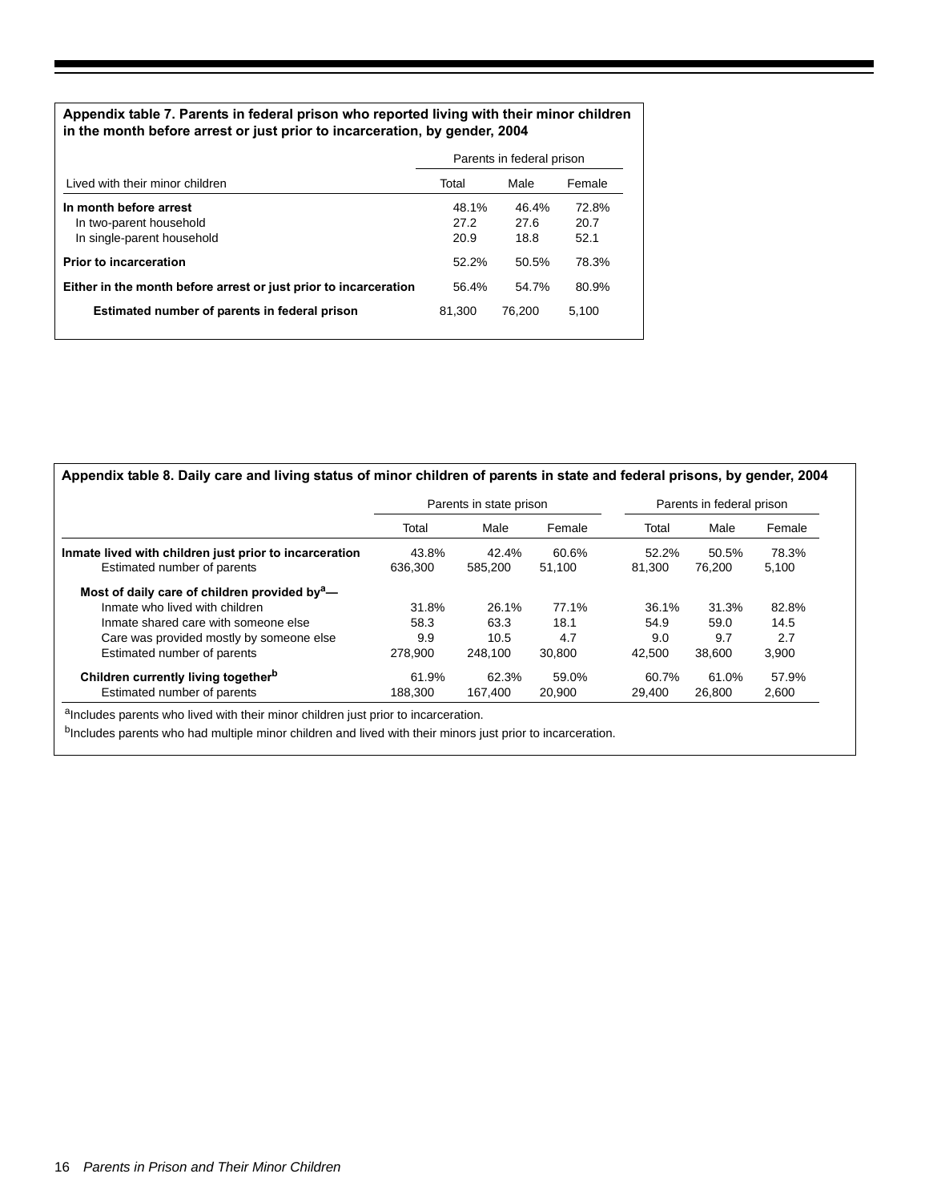**Appendix table 7. Parents in federal prison who reported living with their minor children in the month before arrest or just prior to incarceration, by gender, 2004**

| | Parents in federal prison | | |
|---|---|---|---|
| Lived with their minor children | Total | Male | Female |
| **In month before arrest** | 48.1% | 46.4% | 72.8% |
| In two-parent household | 27.2 | 27.6 | 20.7 |
| In single-parent household | 20.9 | 18.8 | 52.1 |
| **Prior to incarceration** | 52.2% | 50.5% | 78.3% |
| **Either in the month before arrest or just prior to incarceration** | 56.4% | 54.7% | 80.9% |
| **Estimated number of parents in federal prison** | 81,300 | 76,200 | 5,100 |

**Appendix table 8. Daily care and living status of minor children of parents in state and federal prisons, by gender, 2004**

| | Parents in state prison | | | Parents in federal prison | | |
|---|---|---|---|---|---|---|
| | Total | Male | Female | Total | Male | Female |
| **Inmate lived with children just prior to incarceration** | 43.8% | 42.4% | 60.6% | 52.2% | 50.5% | 78.3% |
| Estimated number of parents | 636,300 | 585,200 | 51,100 | 81,300 | 76,200 | 5,100 |
| **Most of daily care of children provided by[a]—** | | | | | | |
| Inmate who lived with children | 31.8% | 26.1% | 77.1% | 36.1% | 31.3% | 82.8% |
| Inmate shared care with someone else | 58.3 | 63.3 | 18.1 | 54.9 | 59.0 | 14.5 |
| Care was provided mostly by someone else | 9.9 | 10.5 | 4.7 | 9.0 | 9.7 | 2.7 |
| Estimated number of parents | 278,900 | 248,100 | 30,800 | 42,500 | 38,600 | 3,900 |
| **Children currently living together[b]** | 61.9% | 62.3% | 59.0% | 60.7% | 61.0% | 57.9% |
| Estimated number of parents | 188,300 | 167,400 | 20,900 | 29,400 | 26,800 | 2,600 |

[a]Includes parents who lived with their minor children just prior to incarceration.

[b]Includes parents who had multiple minor children and lived with their minors just prior to incarceration.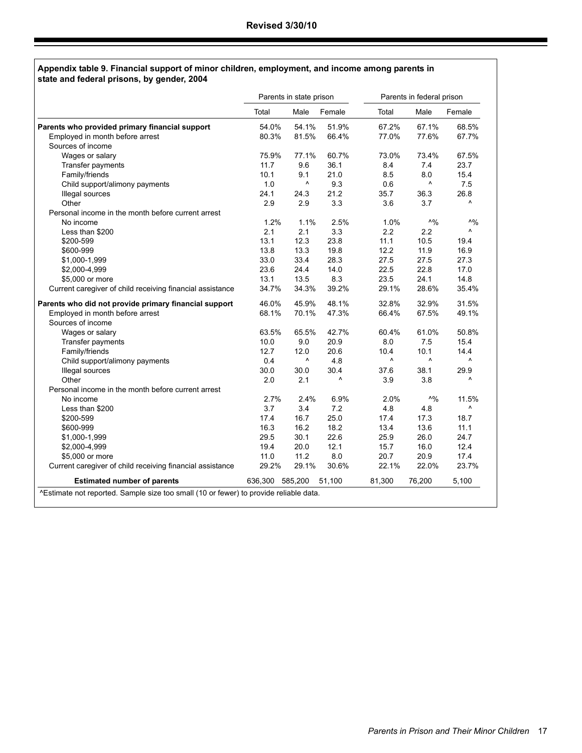**Revised 3/30/10**

**Appendix table 9. Financial support of minor children, employment, and income among parents in state and federal prisons, by gender, 2004**

| | Parents in state prison | | | Parents in federal prison | | |
|---|---|---|---|---|---|---|
| | Total | Male | Female | Total | Male | Female |
| **Parents who provided primary financial support** | 54.0% | 54.1% | 51.9% | 67.2% | 67.1% | 68.5% |
| Employed in month before arrest | 80.3% | 81.5% | 66.4% | 77.0% | 77.6% | 67.7% |
| Sources of income | | | | | | |
| Wages or salary | 75.9% | 77.1% | 60.7% | 73.0% | 73.4% | 67.5% |
| Transfer payments | 11.7 | 9.6 | 36.1 | 8.4 | 7.4 | 23.7 |
| Family/friends | 10.1 | 9.1 | 21.0 | 8.5 | 8.0 | 15.4 |
| Child support/alimony payments | 1.0 | ^ | 9.3 | 0.6 | ^ | 7.5 |
| Illegal sources | 24.1 | 24.3 | 21.2 | 35.7 | 36.3 | 26.8 |
| Other | 2.9 | 2.9 | 3.3 | 3.6 | 3.7 | ^ |
| Personal income in the month before current arrest | | | | | | |
| No income | 1.2% | 1.1% | 2.5% | 1.0% | ^% | ^% |
| Less than $200 | 2.1 | 2.1 | 3.3 | 2.2 | 2.2 | ^ |
| $200-599 | 13.1 | 12.3 | 23.8 | 11.1 | 10.5 | 19.4 |
| $600-999 | 13.8 | 13.3 | 19.8 | 12.2 | 11.9 | 16.9 |
| $1,000-1,999 | 33.0 | 33.4 | 28.3 | 27.5 | 27.5 | 27.3 |
| $2,000-4,999 | 23.6 | 24.4 | 14.0 | 22.5 | 22.8 | 17.0 |
| $5,000 or more | 13.1 | 13.5 | 8.3 | 23.5 | 24.1 | 14.8 |
| Current caregiver of child receiving financial assistance | 34.7% | 34.3% | 39.2% | 29.1% | 28.6% | 35.4% |
| **Parents who did not provide primary financial support** | 46.0% | 45.9% | 48.1% | 32.8% | 32.9% | 31.5% |
| Employed in month before arrest | 68.1% | 70.1% | 47.3% | 66.4% | 67.5% | 49.1% |
| Sources of income | | | | | | |
| Wages or salary | 63.5% | 65.5% | 42.7% | 60.4% | 61.0% | 50.8% |
| Transfer payments | 10.0 | 9.0 | 20.9 | 8.0 | 7.5 | 15.4 |
| Family/friends | 12.7 | 12.0 | 20.6 | 10.4 | 10.1 | 14.4 |
| Child support/alimony payments | 0.4 | ^ | 4.8 | ^ | ^ | ^ |
| Illegal sources | 30.0 | 30.0 | 30.4 | 37.6 | 38.1 | 29.9 |
| Other | 2.0 | 2.1 | ^ | 3.9 | 3.8 | ^ |
| Personal income in the month before current arrest | | | | | | |
| No income | 2.7% | 2.4% | 6.9% | 2.0% | ^% | 11.5% |
| Less than $200 | 3.7 | 3.4 | 7.2 | 4.8 | 4.8 | ^ |
| $200-599 | 17.4 | 16.7 | 25.0 | 17.4 | 17.3 | 18.7 |
| $600-999 | 16.3 | 16.2 | 18.2 | 13.4 | 13.6 | 11.1 |
| $1,000-1,999 | 29.5 | 30.1 | 22.6 | 25.9 | 26.0 | 24.7 |
| $2,000-4,999 | 19.4 | 20.0 | 12.1 | 15.7 | 16.0 | 12.4 |
| $5,000 or more | 11.0 | 11.2 | 8.0 | 20.7 | 20.9 | 17.4 |
| Current caregiver of child receiving financial assistance | 29.2% | 29.1% | 30.6% | 22.1% | 22.0% | 23.7% |
| **Estimated number of parents** | 636,300 | 585,200 | 51,100 | 81,300 | 76,200 | 5,100 |

^Estimate not reported. Sample size too small (10 or fewer) to provide reliable data.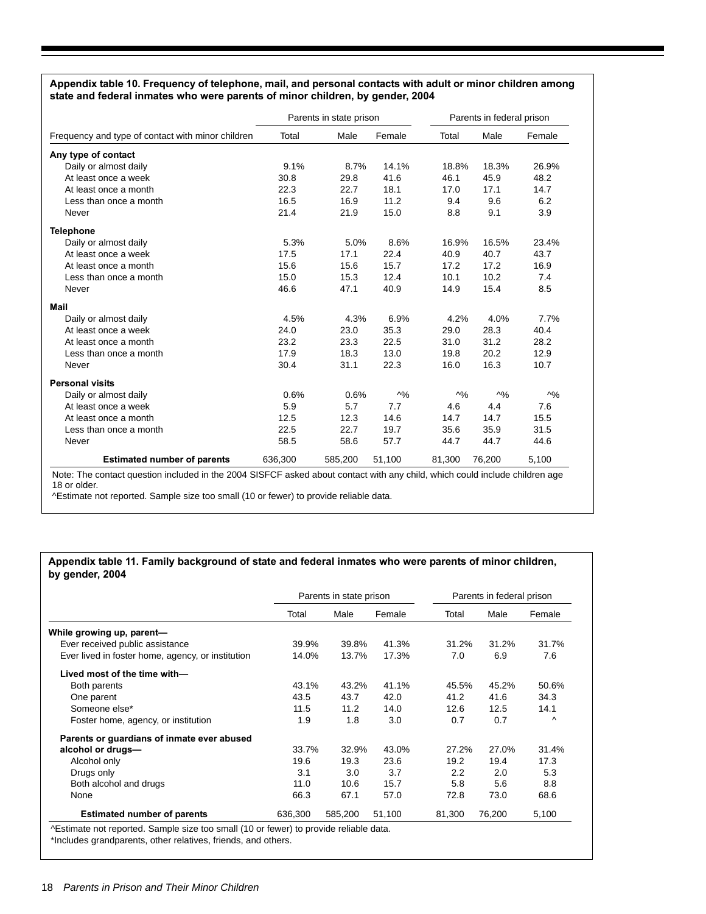**Appendix table 10. Frequency of telephone, mail, and personal contacts with adult or minor children among state and federal inmates who were parents of minor children, by gender, 2004**

| | Parents in state prison | | | Parents in federal prison | | |
|---|---|---|---|---|---|---|
| Frequency and type of contact with minor children | Total | Male | Female | Total | Male | Female |
| **Any type of contact** | | | | | | |
| Daily or almost daily | 9.1% | 8.7% | 14.1% | 18.8% | 18.3% | 26.9% |
| At least once a week | 30.8 | 29.8 | 41.6 | 46.1 | 45.9 | 48.2 |
| At least once a month | 22.3 | 22.7 | 18.1 | 17.0 | 17.1 | 14.7 |
| Less than once a month | 16.5 | 16.9 | 11.2 | 9.4 | 9.6 | 6.2 |
| Never | 21.4 | 21.9 | 15.0 | 8.8 | 9.1 | 3.9 |
| **Telephone** | | | | | | |
| Daily or almost daily | 5.3% | 5.0% | 8.6% | 16.9% | 16.5% | 23.4% |
| At least once a week | 17.5 | 17.1 | 22.4 | 40.9 | 40.7 | 43.7 |
| At least once a month | 15.6 | 15.6 | 15.7 | 17.2 | 17.2 | 16.9 |
| Less than once a month | 15.0 | 15.3 | 12.4 | 10.1 | 10.2 | 7.4 |
| Never | 46.6 | 47.1 | 40.9 | 14.9 | 15.4 | 8.5 |
| **Mail** | | | | | | |
| Daily or almost daily | 4.5% | 4.3% | 6.9% | 4.2% | 4.0% | 7.7% |
| At least once a week | 24.0 | 23.0 | 35.3 | 29.0 | 28.3 | 40.4 |
| At least once a month | 23.2 | 23.3 | 22.5 | 31.0 | 31.2 | 28.2 |
| Less than once a month | 17.9 | 18.3 | 13.0 | 19.8 | 20.2 | 12.9 |
| Never | 30.4 | 31.1 | 22.3 | 16.0 | 16.3 | 10.7 |
| **Personal visits** | | | | | | |
| Daily or almost daily | 0.6% | 0.6% | ^% | ^% | ^% | ^% |
| At least once a week | 5.9 | 5.7 | 7.7 | 4.6 | 4.4 | 7.6 |
| At least once a month | 12.5 | 12.3 | 14.6 | 14.7 | 14.7 | 15.5 |
| Less than once a month | 22.5 | 22.7 | 19.7 | 35.6 | 35.9 | 31.5 |
| Never | 58.5 | 58.6 | 57.7 | 44.7 | 44.7 | 44.6 |
| **Estimated number of parents** | 636,300 | 585,200 | 51,100 | 81,300 | 76,200 | 5,100 |

Note: The contact question included in the 2004 SISFCF asked about contact with any child, which could include children age 18 or older.

^Estimate not reported. Sample size too small (10 or fewer) to provide reliable data.

**Appendix table 11. Family background of state and federal inmates who were parents of minor children, by gender, 2004**

| | Parents in state prison | | | Parents in federal prison | | |
|---|---|---|---|---|---|---|
| | Total | Male | Female | Total | Male | Female |
| **While growing up, parent—** | | | | | | |
| Ever received public assistance | 39.9% | 39.8% | 41.3% | 31.2% | 31.2% | 31.7% |
| Ever lived in foster home, agency, or institution | 14.0% | 13.7% | 17.3% | 7.0 | 6.9 | 7.6 |
| **Lived most of the time with—** | | | | | | |
| Both parents | 43.1% | 43.2% | 41.1% | 45.5% | 45.2% | 50.6% |
| One parent | 43.5 | 43.7 | 42.0 | 41.2 | 41.6 | 34.3 |
| Someone else* | 11.5 | 11.2 | 14.0 | 12.6 | 12.5 | 14.1 |
| Foster home, agency, or institution | 1.9 | 1.8 | 3.0 | 0.7 | 0.7 | ^ |
| **Parents or guardians of inmate ever abused alcohol or drugs—** | 33.7% | 32.9% | 43.0% | 27.2% | 27.0% | 31.4% |
| Alcohol only | 19.6 | 19.3 | 23.6 | 19.2 | 19.4 | 17.3 |
| Drugs only | 3.1 | 3.0 | 3.7 | 2.2 | 2.0 | 5.3 |
| Both alcohol and drugs | 11.0 | 10.6 | 15.7 | 5.8 | 5.6 | 8.8 |
| None | 66.3 | 67.1 | 57.0 | 72.8 | 73.0 | 68.6 |
| **Estimated number of parents** | 636,300 | 585,200 | 51,100 | 81,300 | 76,200 | 5,100 |

^Estimate not reported. Sample size too small (10 or fewer) to provide reliable data.

*Includes grandparents, other relatives, friends, and others.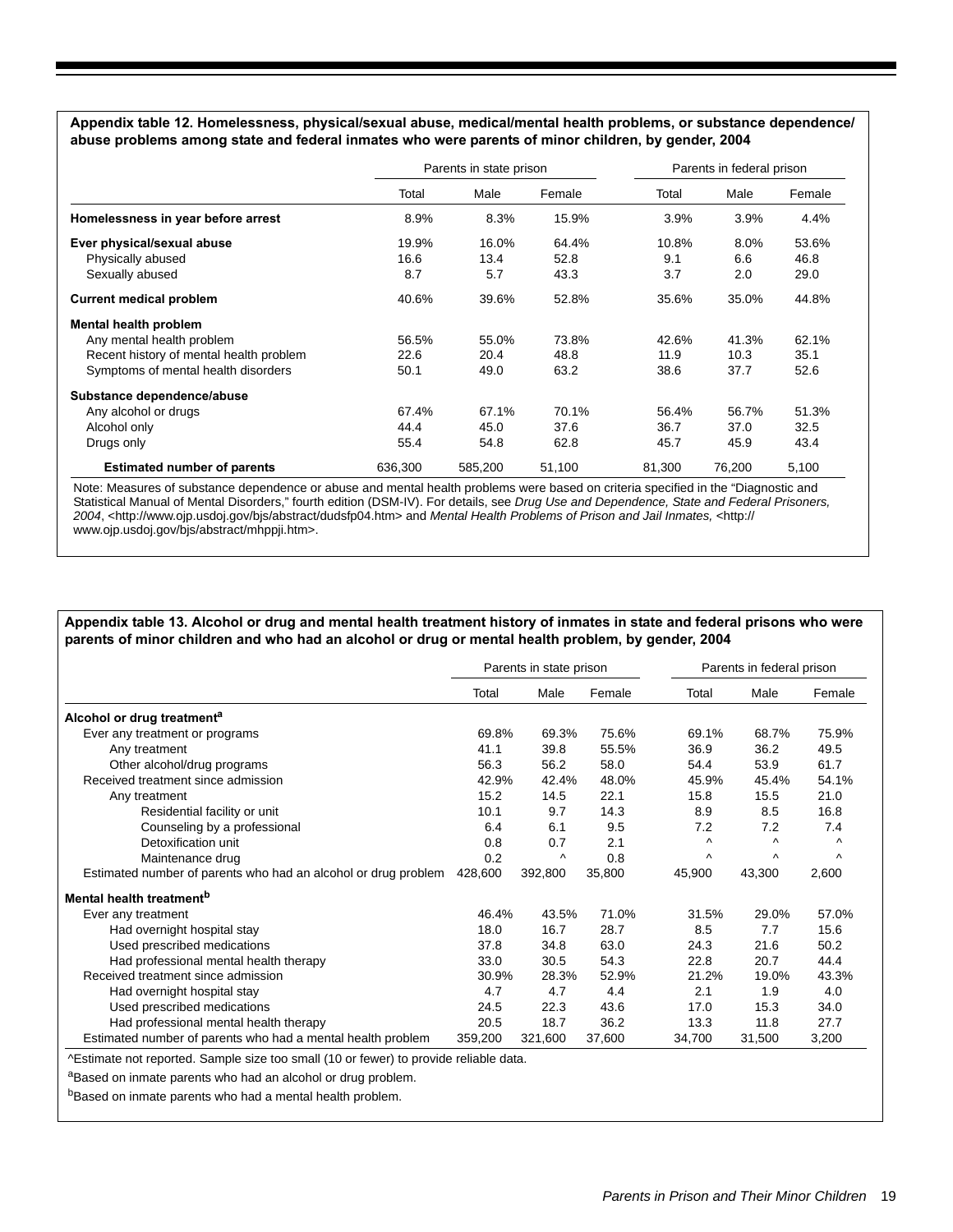**Appendix table 12. Homelessness, physical/sexual abuse, medical/mental health problems, or substance dependence/abuse problems among state and federal inmates who were parents of minor children, by gender, 2004**

| | Parents in state prison | | | Parents in federal prison | | |
|---|---|---|---|---|---|---|
| | Total | Male | Female | Total | Male | Female |
| **Homelessness in year before arrest** | 8.9% | 8.3% | 15.9% | 3.9% | 3.9% | 4.4% |
| **Ever physical/sexual abuse** | 19.9% | 16.0% | 64.4% | 10.8% | 8.0% | 53.6% |
| Physically abused | 16.6 | 13.4 | 52.8 | 9.1 | 6.6 | 46.8 |
| Sexually abused | 8.7 | 5.7 | 43.3 | 3.7 | 2.0 | 29.0 |
| **Current medical problem** | 40.6% | 39.6% | 52.8% | 35.6% | 35.0% | 44.8% |
| **Mental health problem** | | | | | | |
| Any mental health problem | 56.5% | 55.0% | 73.8% | 42.6% | 41.3% | 62.1% |
| Recent history of mental health problem | 22.6 | 20.4 | 48.8 | 11.9 | 10.3 | 35.1 |
| Symptoms of mental health disorders | 50.1 | 49.0 | 63.2 | 38.6 | 37.7 | 52.6 |
| **Substance dependence/abuse** | | | | | | |
| Any alcohol or drugs | 67.4% | 67.1% | 70.1% | 56.4% | 56.7% | 51.3% |
| Alcohol only | 44.4 | 45.0 | 37.6 | 36.7 | 37.0 | 32.5 |
| Drugs only | 55.4 | 54.8 | 62.8 | 45.7 | 45.9 | 43.4 |
| **Estimated number of parents** | 636,300 | 585,200 | 51,100 | 81,300 | 76,200 | 5,100 |

Note: Measures of substance dependence or abuse and mental health problems were based on criteria specified in the "Diagnostic and Statistical Manual of Mental Disorders," fourth edition (DSM-IV). For details, see *Drug Use and Dependence, State and Federal Prisoners, 2004*, <http://www.ojp.usdoj.gov/bjs/abstract/dudsfp04.htm> and *Mental Health Problems of Prison and Jail Inmates,* <http://www.ojp.usdoj.gov/bjs/abstract/mhppji.htm>.

**Appendix table 13. Alcohol or drug and mental health treatment history of inmates in state and federal prisons who were parents of minor children and who had an alcohol or drug or mental health problem, by gender, 2004**

| | Parents in state prison | | | Parents in federal prison | | |
|---|---|---|---|---|---|---|
| | Total | Male | Female | Total | Male | Female |
| **Alcohol or drug treatment[a]** | | | | | | |
| Ever any treatment or programs | 69.8% | 69.3% | 75.6% | 69.1% | 68.7% | 75.9% |
| Any treatment | 41.1 | 39.8 | 55.5% | 36.9 | 36.2 | 49.5 |
| Other alcohol/drug programs | 56.3 | 56.2 | 58.0 | 54.4 | 53.9 | 61.7 |
| Received treatment since admission | 42.9% | 42.4% | 48.0% | 45.9% | 45.4% | 54.1% |
| Any treatment | 15.2 | 14.5 | 22.1 | 15.8 | 15.5 | 21.0 |
| Residential facility or unit | 10.1 | 9.7 | 14.3 | 8.9 | 8.5 | 16.8 |
| Counseling by a professional | 6.4 | 6.1 | 9.5 | 7.2 | 7.2 | 7.4 |
| Detoxification unit | 0.8 | 0.7 | 2.1 | ^ | ^ | ^ |
| Maintenance drug | 0.2 | ^ | 0.8 | ^ | ^ | ^ |
| Estimated number of parents who had an alcohol or drug problem | 428,600 | 392,800 | 35,800 | 45,900 | 43,300 | 2,600 |
| **Mental health treatment[b]** | | | | | | |
| Ever any treatment | 46.4% | 43.5% | 71.0% | 31.5% | 29.0% | 57.0% |
| Had overnight hospital stay | 18.0 | 16.7 | 28.7 | 8.5 | 7.7 | 15.6 |
| Used prescribed medications | 37.8 | 34.8 | 63.0 | 24.3 | 21.6 | 50.2 |
| Had professional mental health therapy | 33.0 | 30.5 | 54.3 | 22.8 | 20.7 | 44.4 |
| Received treatment since admission | 30.9% | 28.3% | 52.9% | 21.2% | 19.0% | 43.3% |
| Had overnight hospital stay | 4.7 | 4.7 | 4.4 | 2.1 | 1.9 | 4.0 |
| Used prescribed medications | 24.5 | 22.3 | 43.6 | 17.0 | 15.3 | 34.0 |
| Had professional mental health therapy | 20.5 | 18.7 | 36.2 | 13.3 | 11.8 | 27.7 |
| Estimated number of parents who had a mental health problem | 359,200 | 321,600 | 37,600 | 34,700 | 31,500 | 3,200 |

^Estimate not reported. Sample size too small (10 or fewer) to provide reliable data.

[a]Based on inmate parents who had an alcohol or drug problem.

[b]Based on inmate parents who had a mental health problem.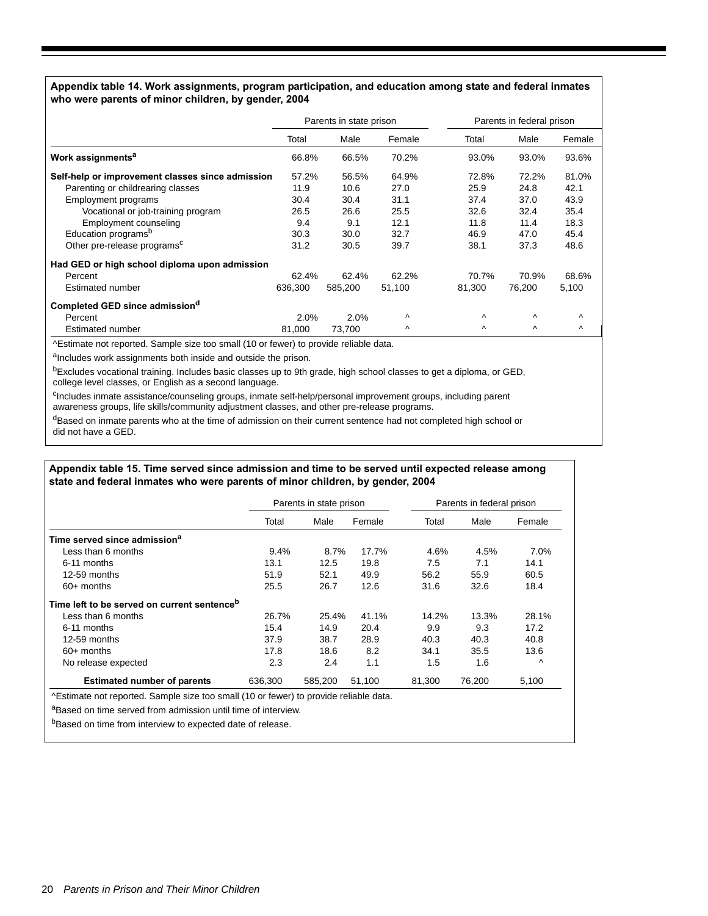**Appendix table 14. Work assignments, program participation, and education among state and federal inmates who were parents of minor children, by gender, 2004**

| | Parents in state prison | | | Parents in federal prison | | |
|---|---|---|---|---|---|---|
| | Total | Male | Female | Total | Male | Female |
| **Work assignments[a]** | 66.8% | 66.5% | 70.2% | 93.0% | 93.0% | 93.6% |
| **Self-help or improvement classes since admission** | 57.2% | 56.5% | 64.9% | 72.8% | 72.2% | 81.0% |
| Parenting or childrearing classes | 11.9 | 10.6 | 27.0 | 25.9 | 24.8 | 42.1 |
| Employment programs | 30.4 | 30.4 | 31.1 | 37.4 | 37.0 | 43.9 |
| Vocational or job-training program | 26.5 | 26.6 | 25.5 | 32.6 | 32.4 | 35.4 |
| Employment counseling | 9.4 | 9.1 | 12.1 | 11.8 | 11.4 | 18.3 |
| Education programs[b] | 30.3 | 30.0 | 32.7 | 46.9 | 47.0 | 45.4 |
| Other pre-release programs[c] | 31.2 | 30.5 | 39.7 | 38.1 | 37.3 | 48.6 |
| **Had GED or high school diploma upon admission** | | | | | | |
| Percent | 62.4% | 62.4% | 62.2% | 70.7% | 70.9% | 68.6% |
| Estimated number | 636,300 | 585,200 | 51,100 | 81,300 | 76,200 | 5,100 |
| **Completed GED since admission[d]** | | | | | | |
| Percent | 2.0% | 2.0% | ^ | ^ | ^ | ^ |
| Estimated number | 81,000 | 73,700 | ^ | ^ | ^ | ^ |

^Estimate not reported. Sample size too small (10 or fewer) to provide reliable data.

[a]Includes work assignments both inside and outside the prison.

[b]Excludes vocational training. Includes basic classes up to 9th grade, high school classes to get a diploma, or GED, college level classes, or English as a second language.

[c]Includes inmate assistance/counseling groups, inmate self-help/personal improvement groups, including parent awareness groups, life skills/community adjustment classes, and other pre-release programs.

[d]Based on inmate parents who at the time of admission on their current sentence had not completed high school or did not have a GED.

**Appendix table 15. Time served since admission and time to be served until expected release among state and federal inmates who were parents of minor children, by gender, 2004**

| | Parents in state prison | | | Parents in federal prison | | |
|---|---|---|---|---|---|---|
| | Total | Male | Female | Total | Male | Female |
| **Time served since admission[a]** | | | | | | |
| Less than 6 months | 9.4% | 8.7% | 17.7% | 4.6% | 4.5% | 7.0% |
| 6-11 months | 13.1 | 12.5 | 19.8 | 7.5 | 7.1 | 14.1 |
| 12-59 months | 51.9 | 52.1 | 49.9 | 56.2 | 55.9 | 60.5 |
| 60+ months | 25.5 | 26.7 | 12.6 | 31.6 | 32.6 | 18.4 |
| **Time left to be served on current sentence[b]** | | | | | | |
| Less than 6 months | 26.7% | 25.4% | 41.1% | 14.2% | 13.3% | 28.1% |
| 6-11 months | 15.4 | 14.9 | 20.4 | 9.9 | 9.3 | 17.2 |
| 12-59 months | 37.9 | 38.7 | 28.9 | 40.3 | 40.3 | 40.8 |
| 60+ months | 17.8 | 18.6 | 8.2 | 34.1 | 35.5 | 13.6 |
| No release expected | 2.3 | 2.4 | 1.1 | 1.5 | 1.6 | ^ |
| **Estimated number of parents** | 636,300 | 585,200 | 51,100 | 81,300 | 76,200 | 5,100 |

^Estimate not reported. Sample size too small (10 or fewer) to provide reliable data.

[a]Based on time served from admission until time of interview.

[b]Based on time from interview to expected date of release.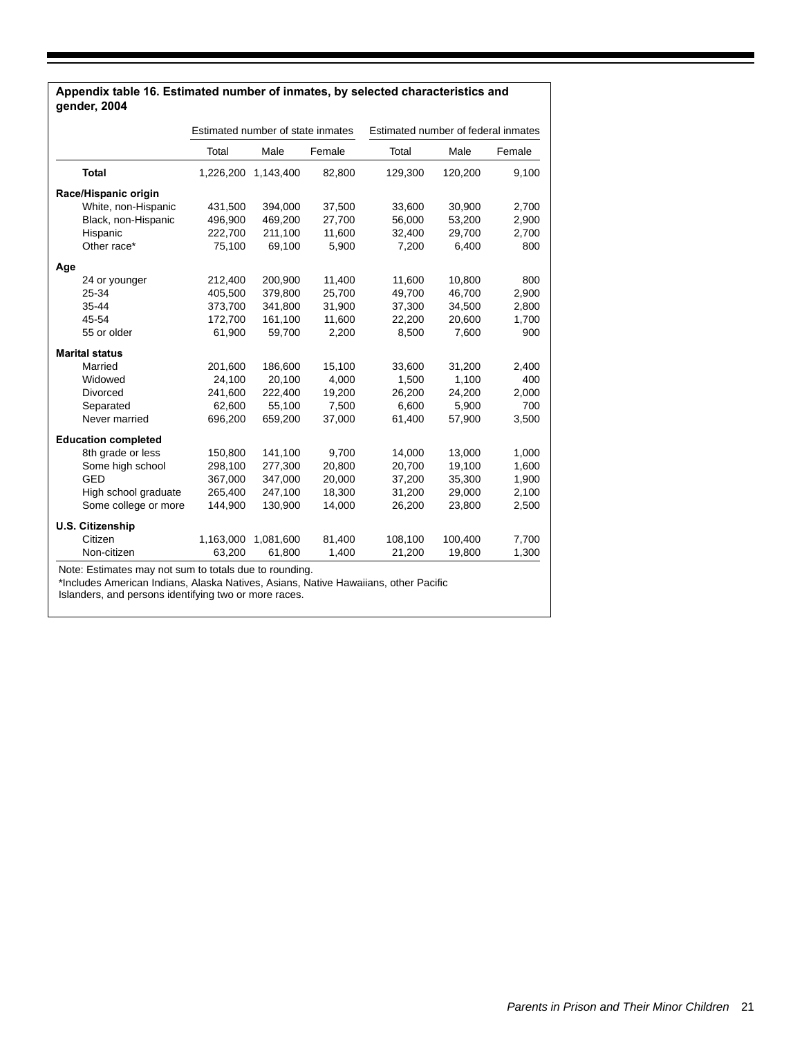**Appendix table 16. Estimated number of inmates, by selected characteristics and gender, 2004**

| | Estimated number of state inmates | | | Estimated number of federal inmates | | |
|---|---|---|---|---|---|---|
| | Total | Male | Female | Total | Male | Female |
| **Total** | 1,226,200 | 1,143,400 | 82,800 | 129,300 | 120,200 | 9,100 |
| **Race/Hispanic origin** | | | | | | |
| White, non-Hispanic | 431,500 | 394,000 | 37,500 | 33,600 | 30,900 | 2,700 |
| Black, non-Hispanic | 496,900 | 469,200 | 27,700 | 56,000 | 53,200 | 2,900 |
| Hispanic | 222,700 | 211,100 | 11,600 | 32,400 | 29,700 | 2,700 |
| Other race* | 75,100 | 69,100 | 5,900 | 7,200 | 6,400 | 800 |
| **Age** | | | | | | |
| 24 or younger | 212,400 | 200,900 | 11,400 | 11,600 | 10,800 | 800 |
| 25-34 | 405,500 | 379,800 | 25,700 | 49,700 | 46,700 | 2,900 |
| 35-44 | 373,700 | 341,800 | 31,900 | 37,300 | 34,500 | 2,800 |
| 45-54 | 172,700 | 161,100 | 11,600 | 22,200 | 20,600 | 1,700 |
| 55 or older | 61,900 | 59,700 | 2,200 | 8,500 | 7,600 | 900 |
| **Marital status** | | | | | | |
| Married | 201,600 | 186,600 | 15,100 | 33,600 | 31,200 | 2,400 |
| Widowed | 24,100 | 20,100 | 4,000 | 1,500 | 1,100 | 400 |
| Divorced | 241,600 | 222,400 | 19,200 | 26,200 | 24,200 | 2,000 |
| Separated | 62,600 | 55,100 | 7,500 | 6,600 | 5,900 | 700 |
| Never married | 696,200 | 659,200 | 37,000 | 61,400 | 57,900 | 3,500 |
| **Education completed** | | | | | | |
| 8th grade or less | 150,800 | 141,100 | 9,700 | 14,000 | 13,000 | 1,000 |
| Some high school | 298,100 | 277,300 | 20,800 | 20,700 | 19,100 | 1,600 |
| GED | 367,000 | 347,000 | 20,000 | 37,200 | 35,300 | 1,900 |
| High school graduate | 265,400 | 247,100 | 18,300 | 31,200 | 29,000 | 2,100 |
| Some college or more | 144,900 | 130,900 | 14,000 | 26,200 | 23,800 | 2,500 |
| **U.S. Citizenship** | | | | | | |
| Citizen | 1,163,000 | 1,081,600 | 81,400 | 108,100 | 100,400 | 7,700 |
| Non-citizen | 63,200 | 61,800 | 1,400 | 21,200 | 19,800 | 1,300 |

Note: Estimates may not sum to totals due to rounding.
*Includes American Indians, Alaska Natives, Asians, Native Hawaiians, other Pacific Islanders, and persons identifying two or more races.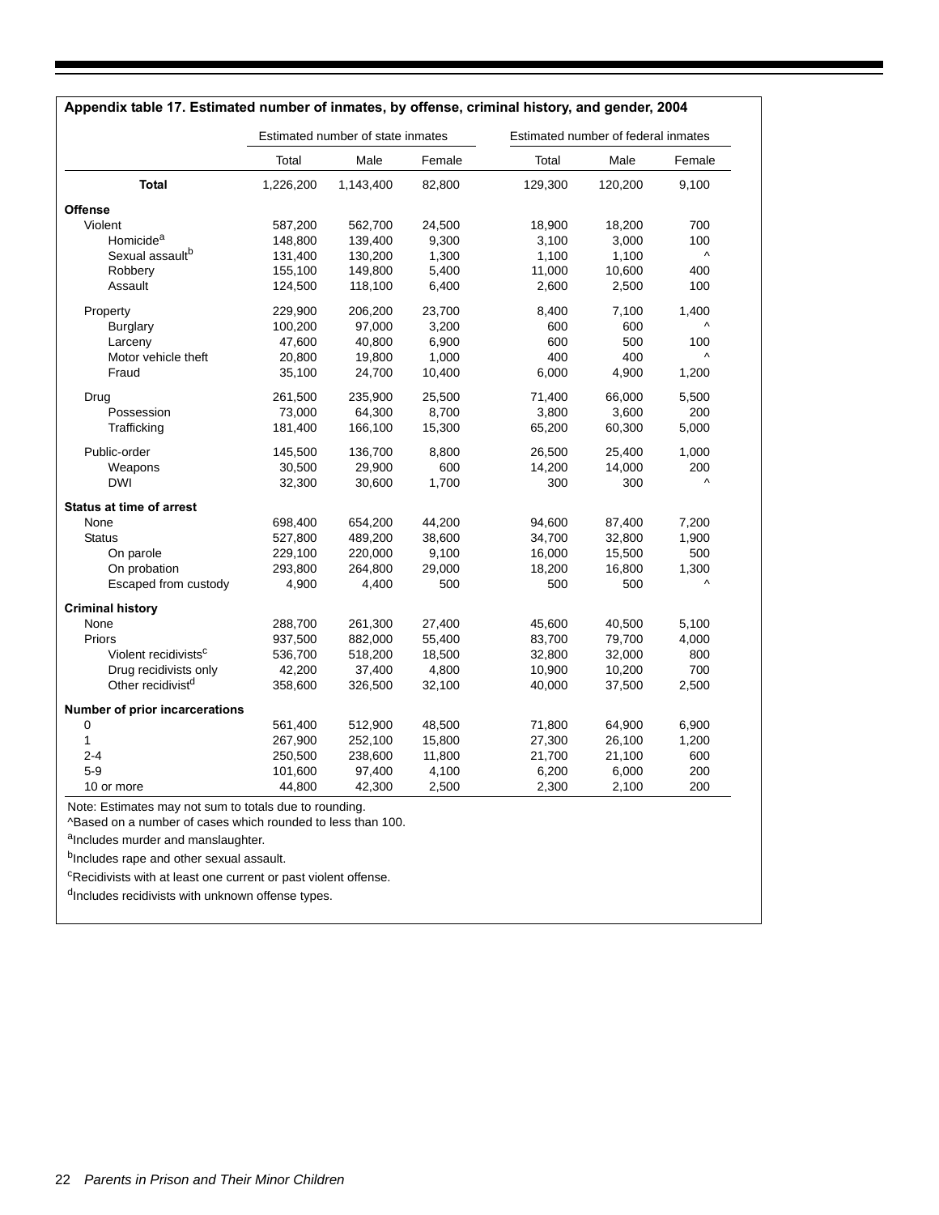**Appendix table 17. Estimated number of inmates, by offense, criminal history, and gender, 2004**

| | Estimated number of state inmates | | | Estimated number of federal inmates | | |
|---|---|---|---|---|---|---|
| | Total | Male | Female | Total | Male | Female |
| **Total** | 1,226,200 | 1,143,400 | 82,800 | 129,300 | 120,200 | 9,100 |
| **Offense** | | | | | | |
| Violent | 587,200 | 562,700 | 24,500 | 18,900 | 18,200 | 700 |
| Homicide[a] | 148,800 | 139,400 | 9,300 | 3,100 | 3,000 | 100 |
| Sexual assault[b] | 131,400 | 130,200 | 1,300 | 1,100 | 1,100 | ^ |
| Robbery | 155,100 | 149,800 | 5,400 | 11,000 | 10,600 | 400 |
| Assault | 124,500 | 118,100 | 6,400 | 2,600 | 2,500 | 100 |
| Property | 229,900 | 206,200 | 23,700 | 8,400 | 7,100 | 1,400 |
| Burglary | 100,200 | 97,000 | 3,200 | 600 | 600 | ^ |
| Larceny | 47,600 | 40,800 | 6,900 | 600 | 500 | 100 |
| Motor vehicle theft | 20,800 | 19,800 | 1,000 | 400 | 400 | ^ |
| Fraud | 35,100 | 24,700 | 10,400 | 6,000 | 4,900 | 1,200 |
| Drug | 261,500 | 235,900 | 25,500 | 71,400 | 66,000 | 5,500 |
| Possession | 73,000 | 64,300 | 8,700 | 3,800 | 3,600 | 200 |
| Trafficking | 181,400 | 166,100 | 15,300 | 65,200 | 60,300 | 5,000 |
| Public-order | 145,500 | 136,700 | 8,800 | 26,500 | 25,400 | 1,000 |
| Weapons | 30,500 | 29,900 | 600 | 14,200 | 14,000 | 200 |
| DWI | 32,300 | 30,600 | 1,700 | 300 | 300 | ^ |
| **Status at time of arrest** | | | | | | |
| None | 698,400 | 654,200 | 44,200 | 94,600 | 87,400 | 7,200 |
| Status | 527,800 | 489,200 | 38,600 | 34,700 | 32,800 | 1,900 |
| On parole | 229,100 | 220,000 | 9,100 | 16,000 | 15,500 | 500 |
| On probation | 293,800 | 264,800 | 29,000 | 18,200 | 16,800 | 1,300 |
| Escaped from custody | 4,900 | 4,400 | 500 | 500 | 500 | ^ |
| **Criminal history** | | | | | | |
| None | 288,700 | 261,300 | 27,400 | 45,600 | 40,500 | 5,100 |
| Priors | 937,500 | 882,000 | 55,400 | 83,700 | 79,700 | 4,000 |
| Violent recidivists[c] | 536,700 | 518,200 | 18,500 | 32,800 | 32,000 | 800 |
| Drug recidivists only | 42,200 | 37,400 | 4,800 | 10,900 | 10,200 | 700 |
| Other recidivist[d] | 358,600 | 326,500 | 32,100 | 40,000 | 37,500 | 2,500 |
| **Number of prior incarcerations** | | | | | | |
| 0 | 561,400 | 512,900 | 48,500 | 71,800 | 64,900 | 6,900 |
| 1 | 267,900 | 252,100 | 15,800 | 27,300 | 26,100 | 1,200 |
| 2-4 | 250,500 | 238,600 | 11,800 | 21,700 | 21,100 | 600 |
| 5-9 | 101,600 | 97,400 | 4,100 | 6,200 | 6,000 | 200 |
| 10 or more | 44,800 | 42,300 | 2,500 | 2,300 | 2,100 | 200 |

Note: Estimates may not sum to totals due to rounding.

^Based on a number of cases which rounded to less than 100.

[a]Includes murder and manslaughter.

[b]Includes rape and other sexual assault.

[c]Recidivists with at least one current or past violent offense.

[d]Includes recidivists with unknown offense types.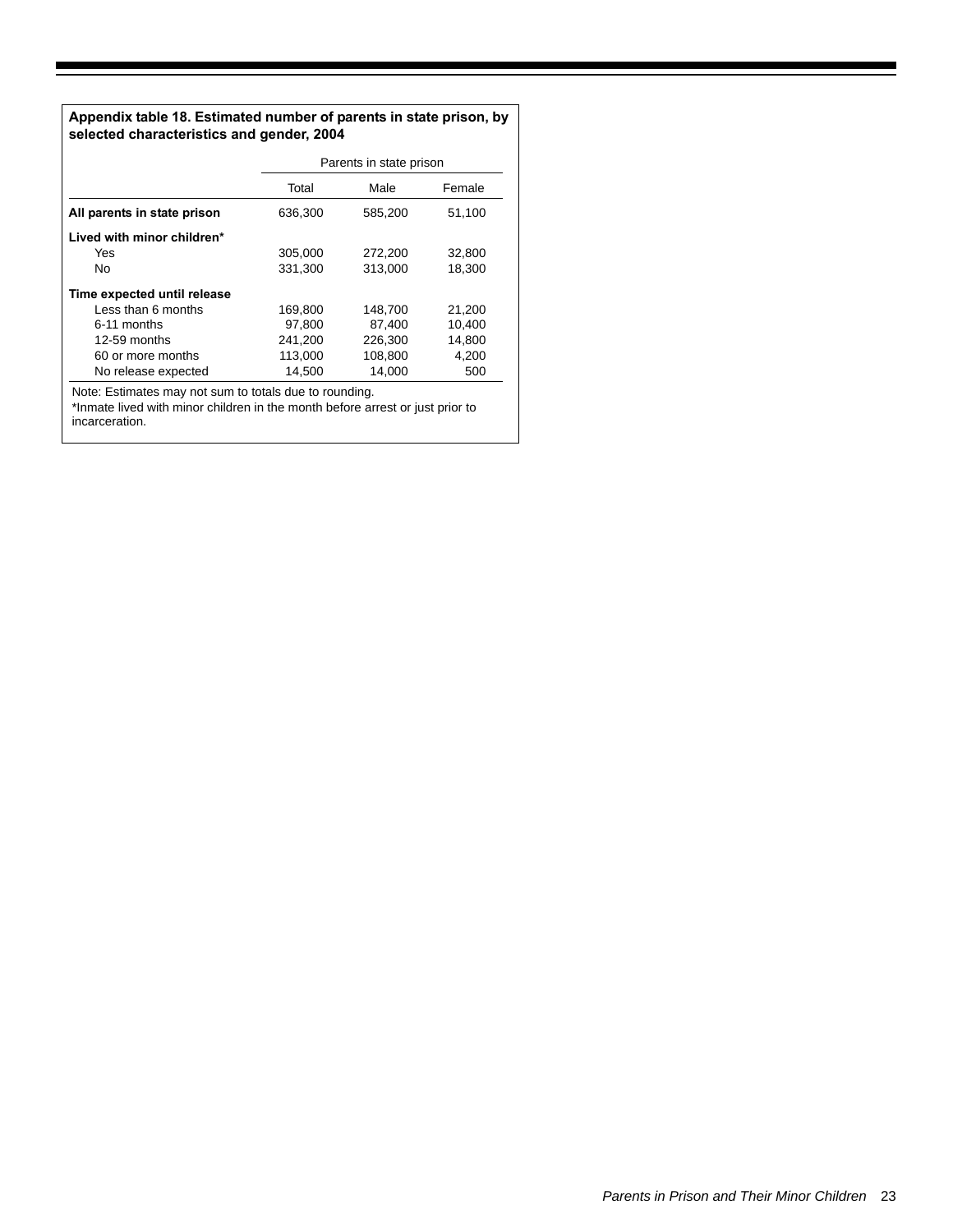**Appendix table 18. Estimated number of parents in state prison, by selected characteristics and gender, 2004**

| | Parents in state prison | | |
|---|---|---|---|
| | Total | Male | Female |
| **All parents in state prison** | 636,300 | 585,200 | 51,100 |
| **Lived with minor children*** | | | |
| Yes | 305,000 | 272,200 | 32,800 |
| No | 331,300 | 313,000 | 18,300 |
| **Time expected until release** | | | |
| Less than 6 months | 169,800 | 148,700 | 21,200 |
| 6-11 months | 97,800 | 87,400 | 10,400 |
| 12-59 months | 241,200 | 226,300 | 14,800 |
| 60 or more months | 113,000 | 108,800 | 4,200 |
| No release expected | 14,500 | 14,000 | 500 |

Note: Estimates may not sum to totals due to rounding.
*Inmate lived with minor children in the month before arrest or just prior to incarceration.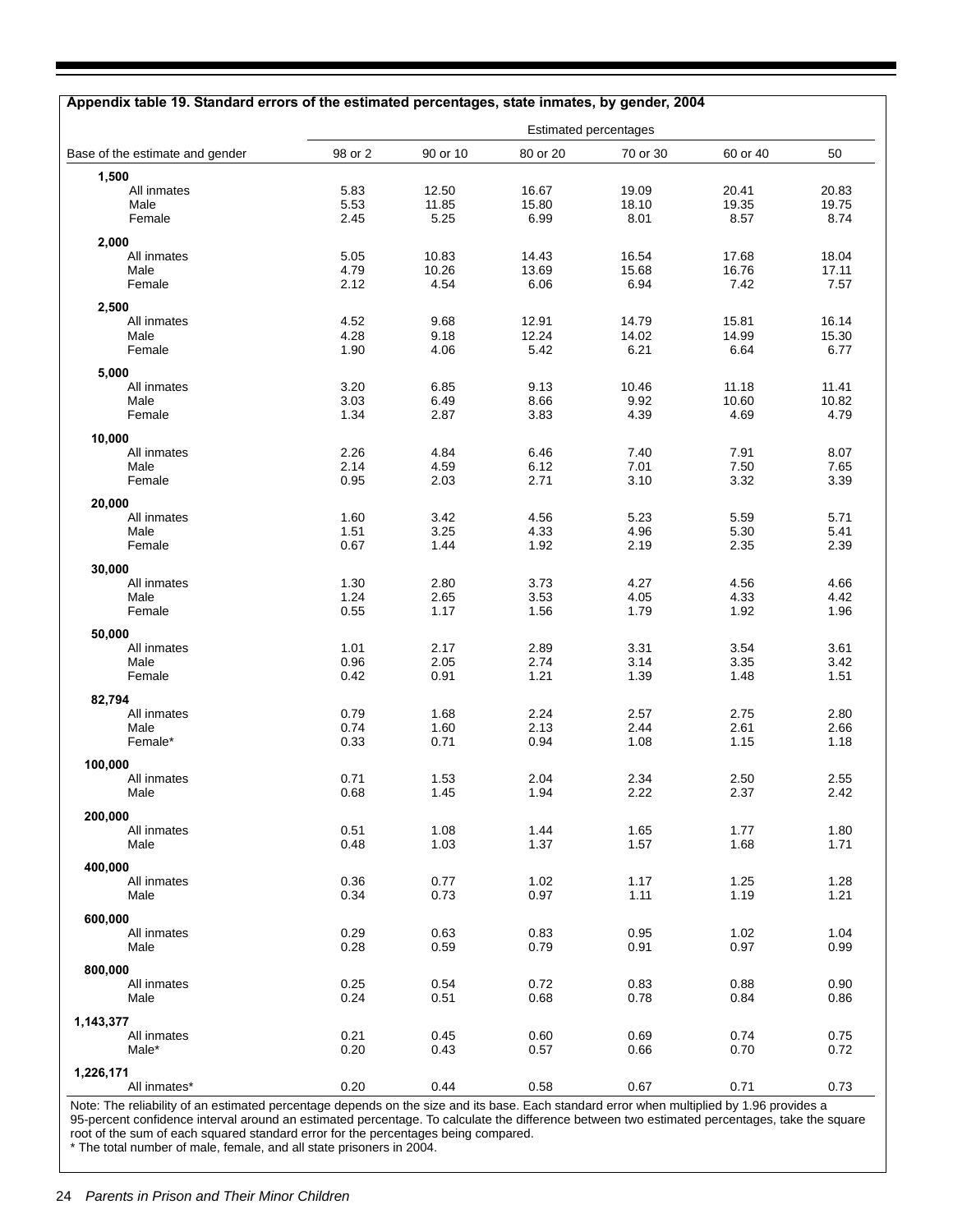**Appendix table 19. Standard errors of the estimated percentages, state inmates, by gender, 2004**

| Base of the estimate and gender | Estimated percentages | | | | | |
|---|---|---|---|---|---|---|
| | 98 or 2 | 90 or 10 | 80 or 20 | 70 or 30 | 60 or 40 | 50 |
| **1,500** | | | | | | |
| All inmates | 5.83 | 12.50 | 16.67 | 19.09 | 20.41 | 20.83 |
| Male | 5.53 | 11.85 | 15.80 | 18.10 | 19.35 | 19.75 |
| Female | 2.45 | 5.25 | 6.99 | 8.01 | 8.57 | 8.74 |
| **2,000** | | | | | | |
| All inmates | 5.05 | 10.83 | 14.43 | 16.54 | 17.68 | 18.04 |
| Male | 4.79 | 10.26 | 13.69 | 15.68 | 16.76 | 17.11 |
| Female | 2.12 | 4.54 | 6.06 | 6.94 | 7.42 | 7.57 |
| **2,500** | | | | | | |
| All inmates | 4.52 | 9.68 | 12.91 | 14.79 | 15.81 | 16.14 |
| Male | 4.28 | 9.18 | 12.24 | 14.02 | 14.99 | 15.30 |
| Female | 1.90 | 4.06 | 5.42 | 6.21 | 6.64 | 6.77 |
| **5,000** | | | | | | |
| All inmates | 3.20 | 6.85 | 9.13 | 10.46 | 11.18 | 11.41 |
| Male | 3.03 | 6.49 | 8.66 | 9.92 | 10.60 | 10.82 |
| Female | 1.34 | 2.87 | 3.83 | 4.39 | 4.69 | 4.79 |
| **10,000** | | | | | | |
| All inmates | 2.26 | 4.84 | 6.46 | 7.40 | 7.91 | 8.07 |
| Male | 2.14 | 4.59 | 6.12 | 7.01 | 7.50 | 7.65 |
| Female | 0.95 | 2.03 | 2.71 | 3.10 | 3.32 | 3.39 |
| **20,000** | | | | | | |
| All inmates | 1.60 | 3.42 | 4.56 | 5.23 | 5.59 | 5.71 |
| Male | 1.51 | 3.25 | 4.33 | 4.96 | 5.30 | 5.41 |
| Female | 0.67 | 1.44 | 1.92 | 2.19 | 2.35 | 2.39 |
| **30,000** | | | | | | |
| All inmates | 1.30 | 2.80 | 3.73 | 4.27 | 4.56 | 4.66 |
| Male | 1.24 | 2.65 | 3.53 | 4.05 | 4.33 | 4.42 |
| Female | 0.55 | 1.17 | 1.56 | 1.79 | 1.92 | 1.96 |
| **50,000** | | | | | | |
| All inmates | 1.01 | 2.17 | 2.89 | 3.31 | 3.54 | 3.61 |
| Male | 0.96 | 2.05 | 2.74 | 3.14 | 3.35 | 3.42 |
| Female | 0.42 | 0.91 | 1.21 | 1.39 | 1.48 | 1.51 |
| **82,794** | | | | | | |
| All inmates | 0.79 | 1.68 | 2.24 | 2.57 | 2.75 | 2.80 |
| Male | 0.74 | 1.60 | 2.13 | 2.44 | 2.61 | 2.66 |
| Female* | 0.33 | 0.71 | 0.94 | 1.08 | 1.15 | 1.18 |
| **100,000** | | | | | | |
| All inmates | 0.71 | 1.53 | 2.04 | 2.34 | 2.50 | 2.55 |
| Male | 0.68 | 1.45 | 1.94 | 2.22 | 2.37 | 2.42 |
| **200,000** | | | | | | |
| All inmates | 0.51 | 1.08 | 1.44 | 1.65 | 1.77 | 1.80 |
| Male | 0.48 | 1.03 | 1.37 | 1.57 | 1.68 | 1.71 |
| **400,000** | | | | | | |
| All inmates | 0.36 | 0.77 | 1.02 | 1.17 | 1.25 | 1.28 |
| Male | 0.34 | 0.73 | 0.97 | 1.11 | 1.19 | 1.21 |
| **600,000** | | | | | | |
| All inmates | 0.29 | 0.63 | 0.83 | 0.95 | 1.02 | 1.04 |
| Male | 0.28 | 0.59 | 0.79 | 0.91 | 0.97 | 0.99 |
| **800,000** | | | | | | |
| All inmates | 0.25 | 0.54 | 0.72 | 0.83 | 0.88 | 0.90 |
| Male | 0.24 | 0.51 | 0.68 | 0.78 | 0.84 | 0.86 |
| **1,143,377** | | | | | | |
| All inmates | 0.21 | 0.45 | 0.60 | 0.69 | 0.74 | 0.75 |
| Male* | 0.20 | 0.43 | 0.57 | 0.66 | 0.70 | 0.72 |
| **1,226,171** | | | | | | |
| All inmates* | 0.20 | 0.44 | 0.58 | 0.67 | 0.71 | 0.73 |

Note: The reliability of an estimated percentage depends on the size and its base. Each standard error when multiplied by 1.96 provides a 95-percent confidence interval around an estimated percentage. To calculate the difference between two estimated percentages, take the square root of the sum of each squared standard error for the percentages being compared.

* The total number of male, female, and all state prisoners in 2004.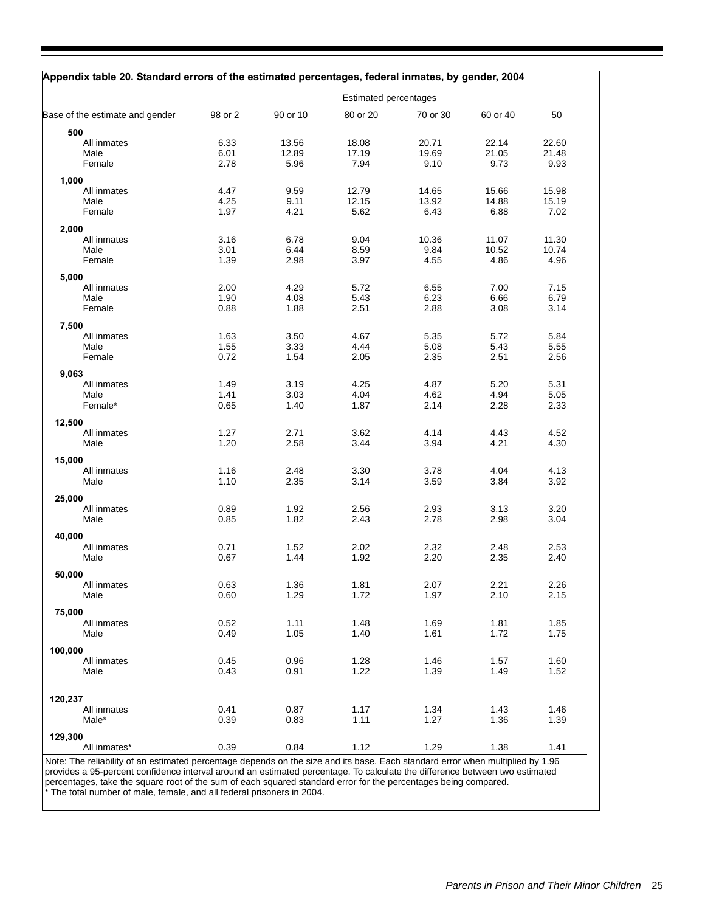**Appendix table 20. Standard errors of the estimated percentages, federal inmates, by gender, 2004**

| | Estimated percentages | | | | | |
|---|---|---|---|---|---|---|
| Base of the estimate and gender | 98 or 2 | 90 or 10 | 80 or 20 | 70 or 30 | 60 or 40 | 50 |
| **500** | | | | | | |
| All inmates | 6.33 | 13.56 | 18.08 | 20.71 | 22.14 | 22.60 |
| Male | 6.01 | 12.89 | 17.19 | 19.69 | 21.05 | 21.48 |
| Female | 2.78 | 5.96 | 7.94 | 9.10 | 9.73 | 9.93 |
| **1,000** | | | | | | |
| All inmates | 4.47 | 9.59 | 12.79 | 14.65 | 15.66 | 15.98 |
| Male | 4.25 | 9.11 | 12.15 | 13.92 | 14.88 | 15.19 |
| Female | 1.97 | 4.21 | 5.62 | 6.43 | 6.88 | 7.02 |
| **2,000** | | | | | | |
| All inmates | 3.16 | 6.78 | 9.04 | 10.36 | 11.07 | 11.30 |
| Male | 3.01 | 6.44 | 8.59 | 9.84 | 10.52 | 10.74 |
| Female | 1.39 | 2.98 | 3.97 | 4.55 | 4.86 | 4.96 |
| **5,000** | | | | | | |
| All inmates | 2.00 | 4.29 | 5.72 | 6.55 | 7.00 | 7.15 |
| Male | 1.90 | 4.08 | 5.43 | 6.23 | 6.66 | 6.79 |
| Female | 0.88 | 1.88 | 2.51 | 2.88 | 3.08 | 3.14 |
| **7,500** | | | | | | |
| All inmates | 1.63 | 3.50 | 4.67 | 5.35 | 5.72 | 5.84 |
| Male | 1.55 | 3.33 | 4.44 | 5.08 | 5.43 | 5.55 |
| Female | 0.72 | 1.54 | 2.05 | 2.35 | 2.51 | 2.56 |
| **9,063** | | | | | | |
| All inmates | 1.49 | 3.19 | 4.25 | 4.87 | 5.20 | 5.31 |
| Male | 1.41 | 3.03 | 4.04 | 4.62 | 4.94 | 5.05 |
| Female* | 0.65 | 1.40 | 1.87 | 2.14 | 2.28 | 2.33 |
| **12,500** | | | | | | |
| All inmates | 1.27 | 2.71 | 3.62 | 4.14 | 4.43 | 4.52 |
| Male | 1.20 | 2.58 | 3.44 | 3.94 | 4.21 | 4.30 |
| **15,000** | | | | | | |
| All inmates | 1.16 | 2.48 | 3.30 | 3.78 | 4.04 | 4.13 |
| Male | 1.10 | 2.35 | 3.14 | 3.59 | 3.84 | 3.92 |
| **25,000** | | | | | | |
| All inmates | 0.89 | 1.92 | 2.56 | 2.93 | 3.13 | 3.20 |
| Male | 0.85 | 1.82 | 2.43 | 2.78 | 2.98 | 3.04 |
| **40,000** | | | | | | |
| All inmates | 0.71 | 1.52 | 2.02 | 2.32 | 2.48 | 2.53 |
| Male | 0.67 | 1.44 | 1.92 | 2.20 | 2.35 | 2.40 |
| **50,000** | | | | | | |
| All inmates | 0.63 | 1.36 | 1.81 | 2.07 | 2.21 | 2.26 |
| Male | 0.60 | 1.29 | 1.72 | 1.97 | 2.10 | 2.15 |
| **75,000** | | | | | | |
| All inmates | 0.52 | 1.11 | 1.48 | 1.69 | 1.81 | 1.85 |
| Male | 0.49 | 1.05 | 1.40 | 1.61 | 1.72 | 1.75 |
| **100,000** | | | | | | |
| All inmates | 0.45 | 0.96 | 1.28 | 1.46 | 1.57 | 1.60 |
| Male | 0.43 | 0.91 | 1.22 | 1.39 | 1.49 | 1.52 |
| **120,237** | | | | | | |
| All inmates | 0.41 | 0.87 | 1.17 | 1.34 | 1.43 | 1.46 |
| Male* | 0.39 | 0.83 | 1.11 | 1.27 | 1.36 | 1.39 |
| **129,300** | | | | | | |
| All inmates* | 0.39 | 0.84 | 1.12 | 1.29 | 1.38 | 1.41 |

Note: The reliability of an estimated percentage depends on the size and its base. Each standard error when multiplied by 1.96 provides a 95-percent confidence interval around an estimated percentage. To calculate the difference between two estimated percentages, take the square root of the sum of each squared standard error for the percentages being compared.
* The total number of male, female, and all federal prisoners in 2004.